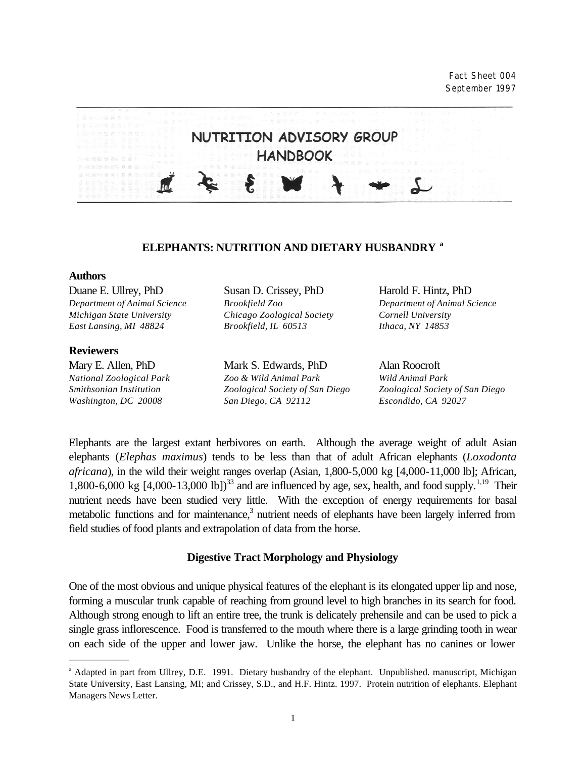Fact Sheet 004
September 1997

# NUTRITION ADVISORY GROUP HANDBOOK

## ELEPHANTS: NUTRITION AND DIETARY HUSBANDRY [a]

**Authors**

Duane E. Ullrey, PhD
*Department of Animal Science*
*Michigan State University*
*East Lansing, MI 48824*

Susan D. Crissey, PhD
*Brookfield Zoo*
*Chicago Zoological Society*
*Brookfield, IL 60513*

Harold F. Hintz, PhD
*Department of Animal Science*
*Cornell University*
*Ithaca, NY 14853*

**Reviewers**

Mary E. Allen, PhD
*National Zoological Park*
*Smithsonian Institution*
*Washington, DC 20008*

Mark S. Edwards, PhD
*Zoo & Wild Animal Park*
*Zoological Society of San Diego*
*San Diego, CA 92112*

Alan Roocroft
*Wild Animal Park*
*Zoological Society of San Diego*
*Escondido, CA 92027*

Elephants are the largest extant herbivores on earth. Although the average weight of adult Asian elephants (*Elephas maximus*) tends to be less than that of adult African elephants (*Loxodonta africana*), in the wild their weight ranges overlap (Asian, 1,800-5,000 kg [4,000-11,000 lb]; African, 1,800-6,000 kg [4,000-13,000 lb])[33] and are influenced by age, sex, health, and food supply.[1,19] Their nutrient needs have been studied very little. With the exception of energy requirements for basal metabolic functions and for maintenance,[3] nutrient needs of elephants have been largely inferred from field studies of food plants and extrapolation of data from the horse.

### Digestive Tract Morphology and Physiology

One of the most obvious and unique physical features of the elephant is its elongated upper lip and nose, forming a muscular trunk capable of reaching from ground level to high branches in its search for food. Although strong enough to lift an entire tree, the trunk is delicately prehensile and can be used to pick a single grass inflorescence. Food is transferred to the mouth where there is a large grinding tooth in wear on each side of the upper and lower jaw. Unlike the horse, the elephant has no canines or lower

---

[a] Adapted in part from Ullrey, D.E. 1991. Dietary husbandry of the elephant. Unpublished. manuscript, Michigan State University, East Lansing, MI; and Crissey, S.D., and H.F. Hintz. 1997. Protein nutrition of elephants. Elephant Managers News Letter.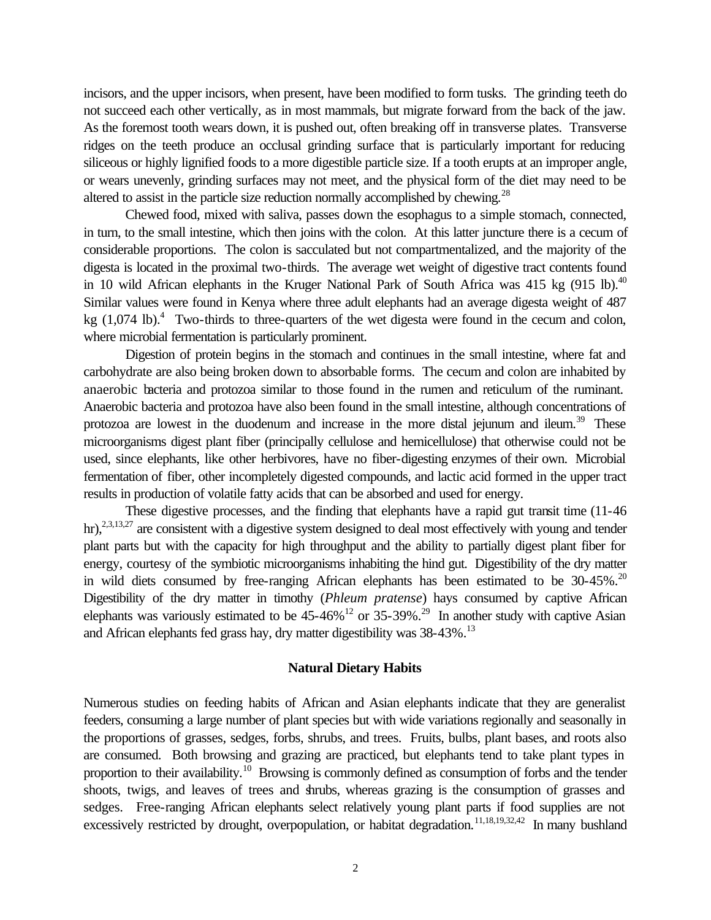incisors, and the upper incisors, when present, have been modified to form tusks. The grinding teeth do not succeed each other vertically, as in most mammals, but migrate forward from the back of the jaw. As the foremost tooth wears down, it is pushed out, often breaking off in transverse plates. Transverse ridges on the teeth produce an occlusal grinding surface that is particularly important for reducing siliceous or highly lignified foods to a more digestible particle size. If a tooth erupts at an improper angle, or wears unevenly, grinding surfaces may not meet, and the physical form of the diet may need to be altered to assist in the particle size reduction normally accomplished by chewing.[28]

Chewed food, mixed with saliva, passes down the esophagus to a simple stomach, connected, in turn, to the small intestine, which then joins with the colon. At this latter juncture there is a cecum of considerable proportions. The colon is sacculated but not compartmentalized, and the majority of the digesta is located in the proximal two-thirds. The average wet weight of digestive tract contents found in 10 wild African elephants in the Kruger National Park of South Africa was 415 kg (915 lb).[40] Similar values were found in Kenya where three adult elephants had an average digesta weight of 487 kg (1,074 lb).[4] Two-thirds to three-quarters of the wet digesta were found in the cecum and colon, where microbial fermentation is particularly prominent.

Digestion of protein begins in the stomach and continues in the small intestine, where fat and carbohydrate are also being broken down to absorbable forms. The cecum and colon are inhabited by anaerobic bacteria and protozoa similar to those found in the rumen and reticulum of the ruminant. Anaerobic bacteria and protozoa have also been found in the small intestine, although concentrations of protozoa are lowest in the duodenum and increase in the more distal jejunum and ileum.[39] These microorganisms digest plant fiber (principally cellulose and hemicellulose) that otherwise could not be used, since elephants, like other herbivores, have no fiber-digesting enzymes of their own. Microbial fermentation of fiber, other incompletely digested compounds, and lactic acid formed in the upper tract results in production of volatile fatty acids that can be absorbed and used for energy.

These digestive processes, and the finding that elephants have a rapid gut transit time (11-46 hr),[2,3,13,27] are consistent with a digestive system designed to deal most effectively with young and tender plant parts but with the capacity for high throughput and the ability to partially digest plant fiber for energy, courtesy of the symbiotic microorganisms inhabiting the hind gut. Digestibility of the dry matter in wild diets consumed by free-ranging African elephants has been estimated to be 30-45%.[20] Digestibility of the dry matter in timothy (*Phleum pratense*) hays consumed by captive African elephants was variously estimated to be 45-46%[12] or 35-39%.[29] In another study with captive Asian and African elephants fed grass hay, dry matter digestibility was 38-43%.[13]

## Natural Dietary Habits

Numerous studies on feeding habits of African and Asian elephants indicate that they are generalist feeders, consuming a large number of plant species but with wide variations regionally and seasonally in the proportions of grasses, sedges, forbs, shrubs, and trees. Fruits, bulbs, plant bases, and roots also are consumed. Both browsing and grazing are practiced, but elephants tend to take plant types in proportion to their availability.[10] Browsing is commonly defined as consumption of forbs and the tender shoots, twigs, and leaves of trees and shrubs, whereas grazing is the consumption of grasses and sedges. Free-ranging African elephants select relatively young plant parts if food supplies are not excessively restricted by drought, overpopulation, or habitat degradation.[11,18,19,32,42] In many bushland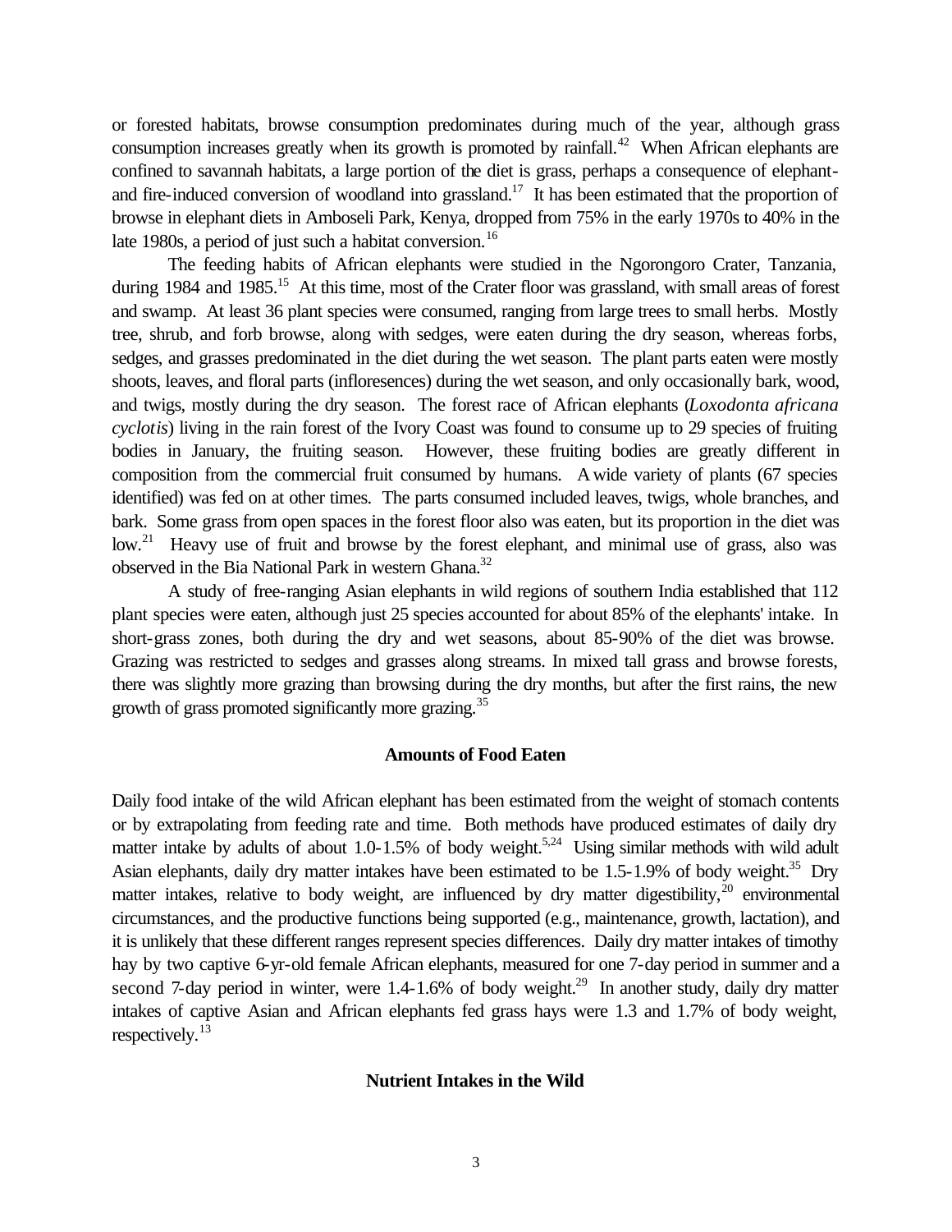or forested habitats, browse consumption predominates during much of the year, although grass consumption increases greatly when its growth is promoted by rainfall.[42] When African elephants are confined to savannah habitats, a large portion of the diet is grass, perhaps a consequence of elephant- and fire-induced conversion of woodland into grassland.[17] It has been estimated that the proportion of browse in elephant diets in Amboseli Park, Kenya, dropped from 75% in the early 1970s to 40% in the late 1980s, a period of just such a habitat conversion.[16]

The feeding habits of African elephants were studied in the Ngorongoro Crater, Tanzania, during 1984 and 1985.[15] At this time, most of the Crater floor was grassland, with small areas of forest and swamp. At least 36 plant species were consumed, ranging from large trees to small herbs. Mostly tree, shrub, and forb browse, along with sedges, were eaten during the dry season, whereas forbs, sedges, and grasses predominated in the diet during the wet season. The plant parts eaten were mostly shoots, leaves, and floral parts (infloresences) during the wet season, and only occasionally bark, wood, and twigs, mostly during the dry season. The forest race of African elephants (*Loxodonta africana cyclotis*) living in the rain forest of the Ivory Coast was found to consume up to 29 species of fruiting bodies in January, the fruiting season. However, these fruiting bodies are greatly different in composition from the commercial fruit consumed by humans. A wide variety of plants (67 species identified) was fed on at other times. The parts consumed included leaves, twigs, whole branches, and bark. Some grass from open spaces in the forest floor also was eaten, but its proportion in the diet was low.[21] Heavy use of fruit and browse by the forest elephant, and minimal use of grass, also was observed in the Bia National Park in western Ghana.[32]

A study of free-ranging Asian elephants in wild regions of southern India established that 112 plant species were eaten, although just 25 species accounted for about 85% of the elephants' intake. In short-grass zones, both during the dry and wet seasons, about 85-90% of the diet was browse. Grazing was restricted to sedges and grasses along streams. In mixed tall grass and browse forests, there was slightly more grazing than browsing during the dry months, but after the first rains, the new growth of grass promoted significantly more grazing.[35]

## Amounts of Food Eaten

Daily food intake of the wild African elephant has been estimated from the weight of stomach contents or by extrapolating from feeding rate and time. Both methods have produced estimates of daily dry matter intake by adults of about 1.0-1.5% of body weight.[5,24] Using similar methods with wild adult Asian elephants, daily dry matter intakes have been estimated to be 1.5-1.9% of body weight.[35] Dry matter intakes, relative to body weight, are influenced by dry matter digestibility,[20] environmental circumstances, and the productive functions being supported (e.g., maintenance, growth, lactation), and it is unlikely that these different ranges represent species differences. Daily dry matter intakes of timothy hay by two captive 6-yr-old female African elephants, measured for one 7-day period in summer and a second 7-day period in winter, were 1.4-1.6% of body weight.[29] In another study, daily dry matter intakes of captive Asian and African elephants fed grass hays were 1.3 and 1.7% of body weight, respectively.[13]

## Nutrient Intakes in the Wild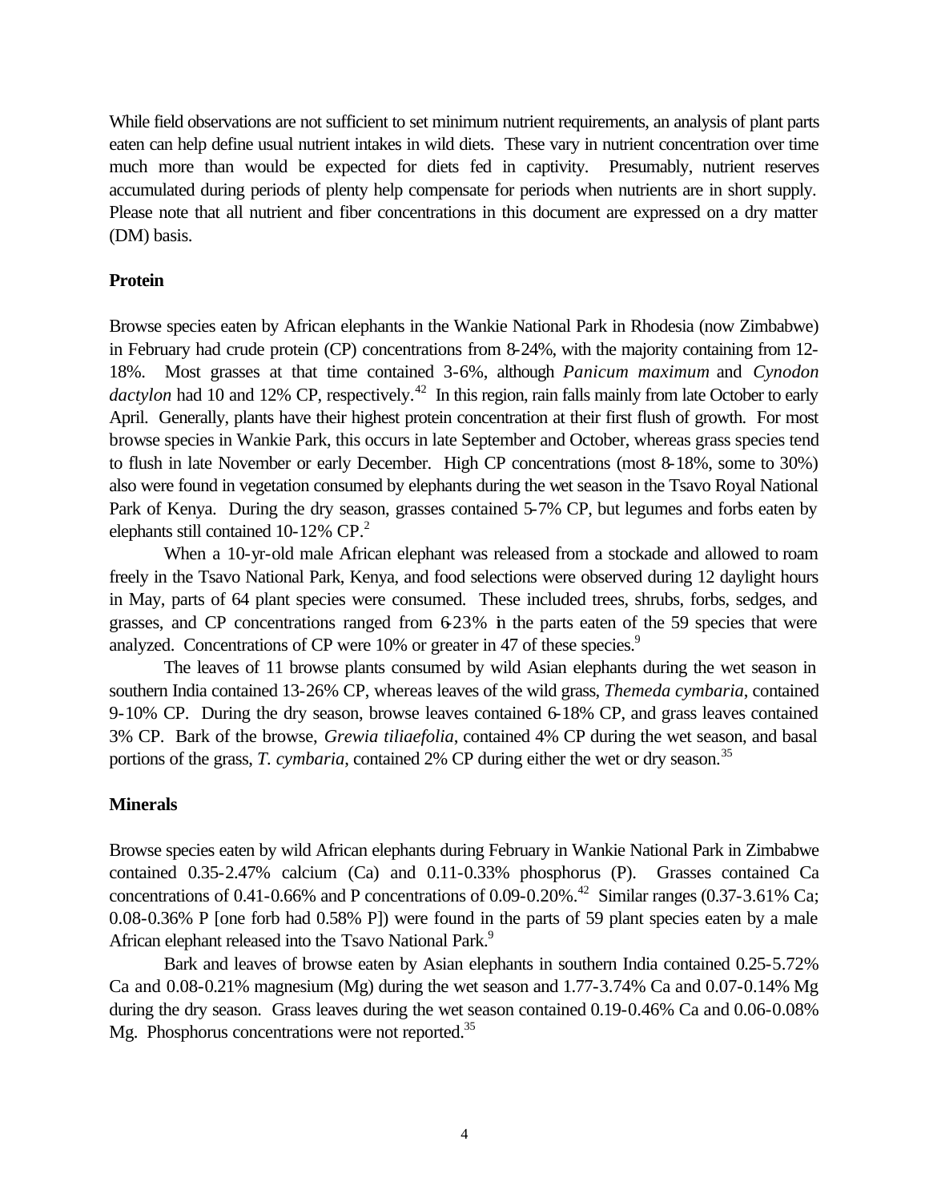While field observations are not sufficient to set minimum nutrient requirements, an analysis of plant parts eaten can help define usual nutrient intakes in wild diets. These vary in nutrient concentration over time much more than would be expected for diets fed in captivity. Presumably, nutrient reserves accumulated during periods of plenty help compensate for periods when nutrients are in short supply. Please note that all nutrient and fiber concentrations in this document are expressed on a dry matter (DM) basis.

**Protein**

Browse species eaten by African elephants in the Wankie National Park in Rhodesia (now Zimbabwe) in February had crude protein (CP) concentrations from 8-24%, with the majority containing from 12-18%. Most grasses at that time contained 3-6%, although *Panicum maximum* and *Cynodon dactylon* had 10 and 12% CP, respectively.[42] In this region, rain falls mainly from late October to early April. Generally, plants have their highest protein concentration at their first flush of growth. For most browse species in Wankie Park, this occurs in late September and October, whereas grass species tend to flush in late November or early December. High CP concentrations (most 8-18%, some to 30%) also were found in vegetation consumed by elephants during the wet season in the Tsavo Royal National Park of Kenya. During the dry season, grasses contained 5-7% CP, but legumes and forbs eaten by elephants still contained 10-12% CP.[2]

When a 10-yr-old male African elephant was released from a stockade and allowed to roam freely in the Tsavo National Park, Kenya, and food selections were observed during 12 daylight hours in May, parts of 64 plant species were consumed. These included trees, shrubs, forbs, sedges, and grasses, and CP concentrations ranged from 6-23% in the parts eaten of the 59 species that were analyzed. Concentrations of CP were 10% or greater in 47 of these species.[9]

The leaves of 11 browse plants consumed by wild Asian elephants during the wet season in southern India contained 13-26% CP, whereas leaves of the wild grass, *Themeda cymbaria*, contained 9-10% CP. During the dry season, browse leaves contained 6-18% CP, and grass leaves contained 3% CP. Bark of the browse, *Grewia tiliaefolia*, contained 4% CP during the wet season, and basal portions of the grass, *T. cymbaria*, contained 2% CP during either the wet or dry season.[35]

**Minerals**

Browse species eaten by wild African elephants during February in Wankie National Park in Zimbabwe contained 0.35-2.47% calcium (Ca) and 0.11-0.33% phosphorus (P). Grasses contained Ca concentrations of 0.41-0.66% and P concentrations of 0.09-0.20%.[42] Similar ranges (0.37-3.61% Ca; 0.08-0.36% P [one forb had 0.58% P]) were found in the parts of 59 plant species eaten by a male African elephant released into the Tsavo National Park.[9]

Bark and leaves of browse eaten by Asian elephants in southern India contained 0.25-5.72% Ca and 0.08-0.21% magnesium (Mg) during the wet season and 1.77-3.74% Ca and 0.07-0.14% Mg during the dry season. Grass leaves during the wet season contained 0.19-0.46% Ca and 0.06-0.08% Mg. Phosphorus concentrations were not reported.[35]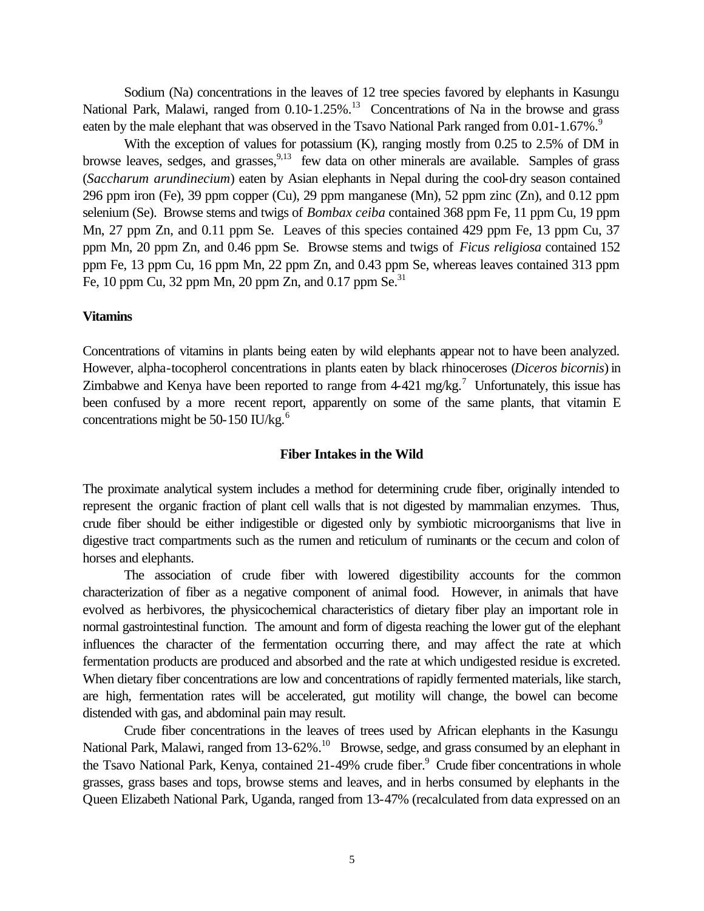Sodium (Na) concentrations in the leaves of 12 tree species favored by elephants in Kasungu National Park, Malawi, ranged from 0.10-1.25%.[13] Concentrations of Na in the browse and grass eaten by the male elephant that was observed in the Tsavo National Park ranged from 0.01-1.67%.[9]

With the exception of values for potassium (K), ranging mostly from 0.25 to 2.5% of DM in browse leaves, sedges, and grasses,[9,13] few data on other minerals are available. Samples of grass (*Saccharum arundinecium*) eaten by Asian elephants in Nepal during the cool-dry season contained 296 ppm iron (Fe), 39 ppm copper (Cu), 29 ppm manganese (Mn), 52 ppm zinc (Zn), and 0.12 ppm selenium (Se). Browse stems and twigs of *Bombax ceiba* contained 368 ppm Fe, 11 ppm Cu, 19 ppm Mn, 27 ppm Zn, and 0.11 ppm Se. Leaves of this species contained 429 ppm Fe, 13 ppm Cu, 37 ppm Mn, 20 ppm Zn, and 0.46 ppm Se. Browse stems and twigs of *Ficus religiosa* contained 152 ppm Fe, 13 ppm Cu, 16 ppm Mn, 22 ppm Zn, and 0.43 ppm Se, whereas leaves contained 313 ppm Fe, 10 ppm Cu, 32 ppm Mn, 20 ppm Zn, and 0.17 ppm Se.[31]

**Vitamins**

Concentrations of vitamins in plants being eaten by wild elephants appear not to have been analyzed. However, alpha-tocopherol concentrations in plants eaten by black rhinoceroses (*Diceros bicornis*) in Zimbabwe and Kenya have been reported to range from 4-421 mg/kg.[7] Unfortunately, this issue has been confused by a more recent report, apparently on some of the same plants, that vitamin E concentrations might be 50-150 IU/kg.[6]

## Fiber Intakes in the Wild

The proximate analytical system includes a method for determining crude fiber, originally intended to represent the organic fraction of plant cell walls that is not digested by mammalian enzymes. Thus, crude fiber should be either indigestible or digested only by symbiotic microorganisms that live in digestive tract compartments such as the rumen and reticulum of ruminants or the cecum and colon of horses and elephants.

The association of crude fiber with lowered digestibility accounts for the common characterization of fiber as a negative component of animal food. However, in animals that have evolved as herbivores, the physicochemical characteristics of dietary fiber play an important role in normal gastrointestinal function. The amount and form of digesta reaching the lower gut of the elephant influences the character of the fermentation occurring there, and may affect the rate at which fermentation products are produced and absorbed and the rate at which undigested residue is excreted. When dietary fiber concentrations are low and concentrations of rapidly fermented materials, like starch, are high, fermentation rates will be accelerated, gut motility will change, the bowel can become distended with gas, and abdominal pain may result.

Crude fiber concentrations in the leaves of trees used by African elephants in the Kasungu National Park, Malawi, ranged from 13-62%.[10] Browse, sedge, and grass consumed by an elephant in the Tsavo National Park, Kenya, contained 21-49% crude fiber.[9] Crude fiber concentrations in whole grasses, grass bases and tops, browse stems and leaves, and in herbs consumed by elephants in the Queen Elizabeth National Park, Uganda, ranged from 13-47% (recalculated from data expressed on an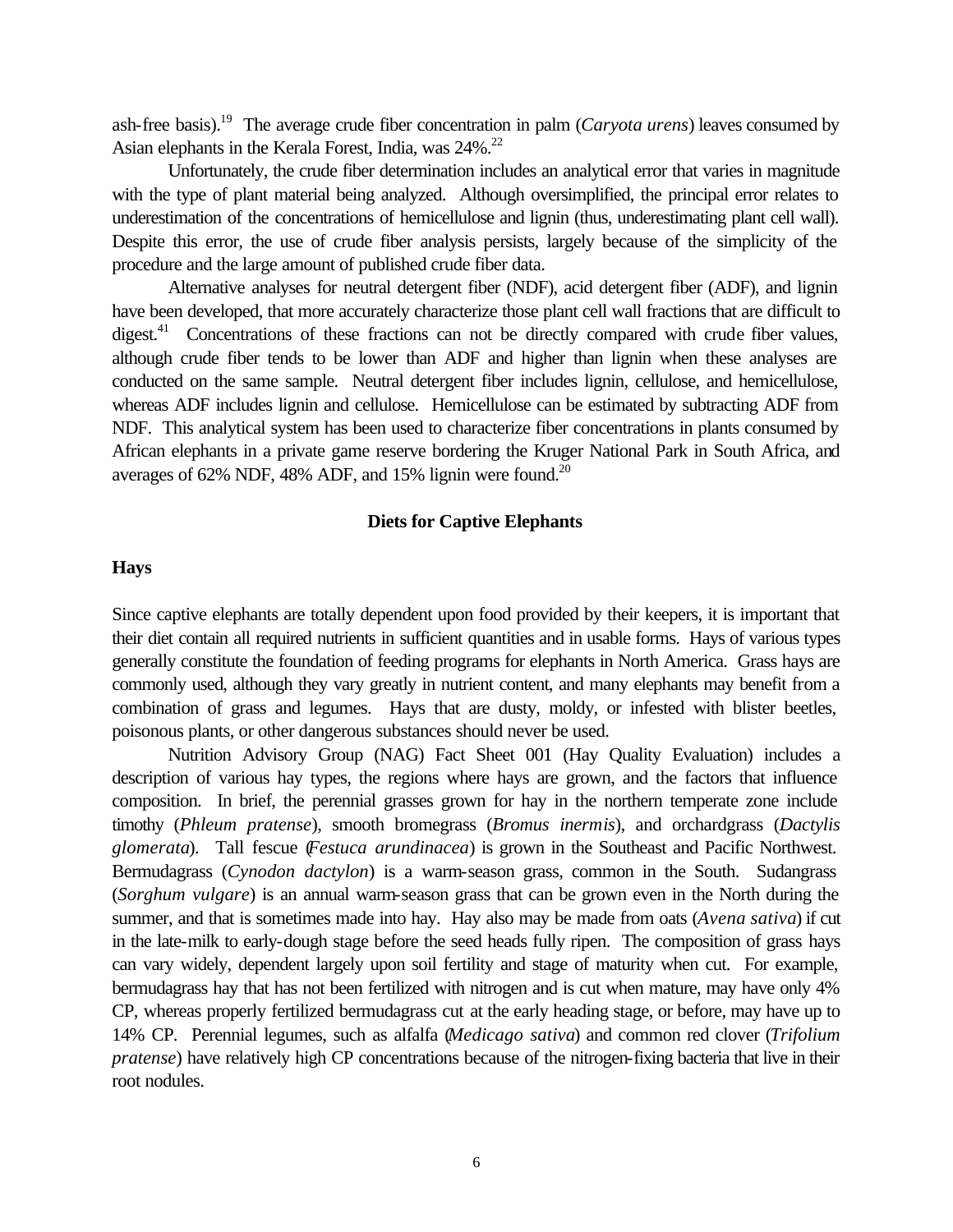ash-free basis).[19] The average crude fiber concentration in palm (*Caryota urens*) leaves consumed by Asian elephants in the Kerala Forest, India, was 24%.[22]

Unfortunately, the crude fiber determination includes an analytical error that varies in magnitude with the type of plant material being analyzed. Although oversimplified, the principal error relates to underestimation of the concentrations of hemicellulose and lignin (thus, underestimating plant cell wall). Despite this error, the use of crude fiber analysis persists, largely because of the simplicity of the procedure and the large amount of published crude fiber data.

Alternative analyses for neutral detergent fiber (NDF), acid detergent fiber (ADF), and lignin have been developed, that more accurately characterize those plant cell wall fractions that are difficult to digest.[41] Concentrations of these fractions can not be directly compared with crude fiber values, although crude fiber tends to be lower than ADF and higher than lignin when these analyses are conducted on the same sample. Neutral detergent fiber includes lignin, cellulose, and hemicellulose, whereas ADF includes lignin and cellulose. Hemicellulose can be estimated by subtracting ADF from NDF. This analytical system has been used to characterize fiber concentrations in plants consumed by African elephants in a private game reserve bordering the Kruger National Park in South Africa, and averages of 62% NDF, 48% ADF, and 15% lignin were found.[20]

## Diets for Captive Elephants

### Hays

Since captive elephants are totally dependent upon food provided by their keepers, it is important that their diet contain all required nutrients in sufficient quantities and in usable forms. Hays of various types generally constitute the foundation of feeding programs for elephants in North America. Grass hays are commonly used, although they vary greatly in nutrient content, and many elephants may benefit from a combination of grass and legumes. Hays that are dusty, moldy, or infested with blister beetles, poisonous plants, or other dangerous substances should never be used.

Nutrition Advisory Group (NAG) Fact Sheet 001 (Hay Quality Evaluation) includes a description of various hay types, the regions where hays are grown, and the factors that influence composition. In brief, the perennial grasses grown for hay in the northern temperate zone include timothy (*Phleum pratense*), smooth bromegrass (*Bromus inermis*), and orchardgrass (*Dactylis glomerata*). Tall fescue (*Festuca arundinacea*) is grown in the Southeast and Pacific Northwest. Bermudagrass (*Cynodon dactylon*) is a warm-season grass, common in the South. Sudangrass (*Sorghum vulgare*) is an annual warm-season grass that can be grown even in the North during the summer, and that is sometimes made into hay. Hay also may be made from oats (*Avena sativa*) if cut in the late-milk to early-dough stage before the seed heads fully ripen. The composition of grass hays can vary widely, dependent largely upon soil fertility and stage of maturity when cut. For example, bermudagrass hay that has not been fertilized with nitrogen and is cut when mature, may have only 4% CP, whereas properly fertilized bermudagrass cut at the early heading stage, or before, may have up to 14% CP. Perennial legumes, such as alfalfa (*Medicago sativa*) and common red clover (*Trifolium pratense*) have relatively high CP concentrations because of the nitrogen-fixing bacteria that live in their root nodules.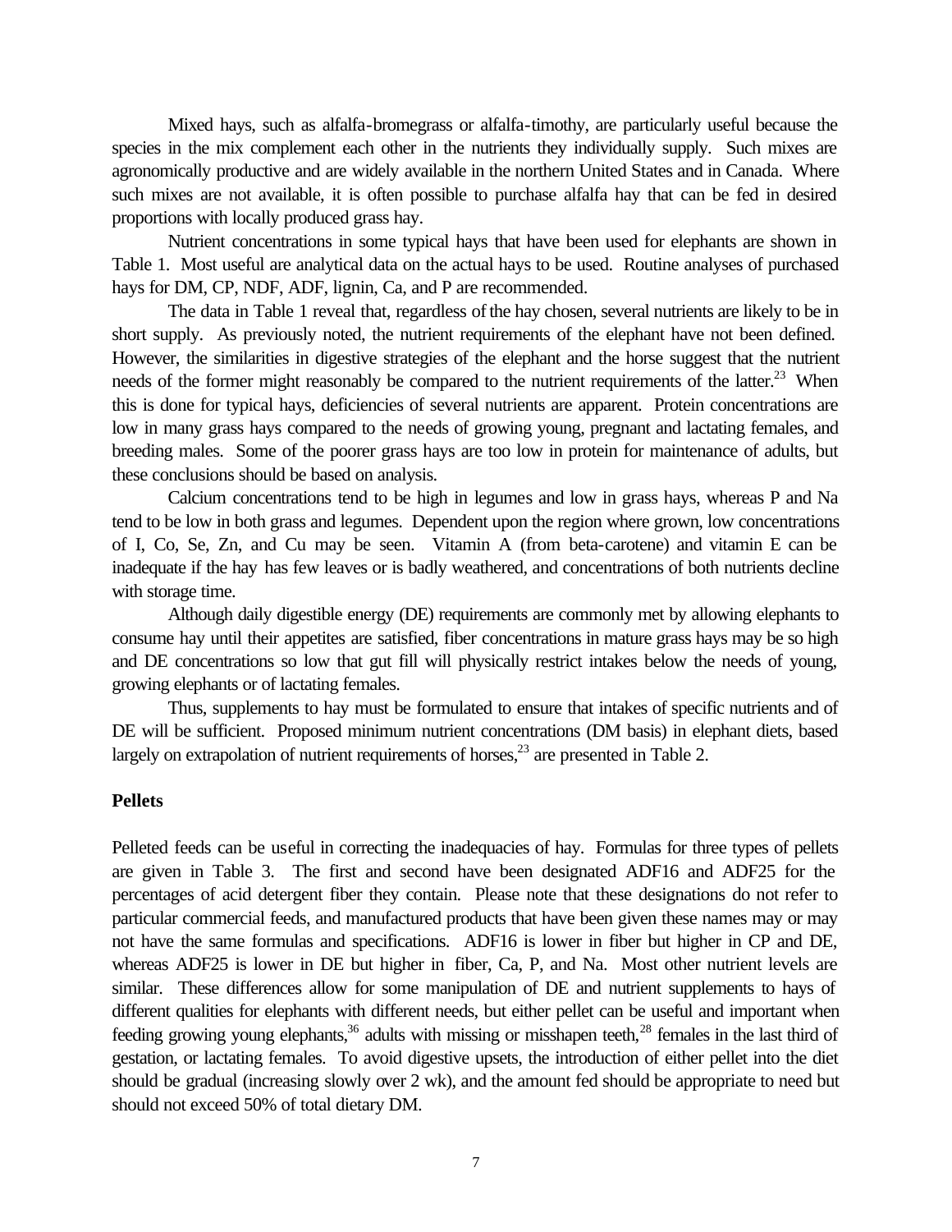Mixed hays, such as alfalfa-bromegrass or alfalfa-timothy, are particularly useful because the species in the mix complement each other in the nutrients they individually supply. Such mixes are agronomically productive and are widely available in the northern United States and in Canada. Where such mixes are not available, it is often possible to purchase alfalfa hay that can be fed in desired proportions with locally produced grass hay.

Nutrient concentrations in some typical hays that have been used for elephants are shown in Table 1. Most useful are analytical data on the actual hays to be used. Routine analyses of purchased hays for DM, CP, NDF, ADF, lignin, Ca, and P are recommended.

The data in Table 1 reveal that, regardless of the hay chosen, several nutrients are likely to be in short supply. As previously noted, the nutrient requirements of the elephant have not been defined. However, the similarities in digestive strategies of the elephant and the horse suggest that the nutrient needs of the former might reasonably be compared to the nutrient requirements of the latter.[23] When this is done for typical hays, deficiencies of several nutrients are apparent. Protein concentrations are low in many grass hays compared to the needs of growing young, pregnant and lactating females, and breeding males. Some of the poorer grass hays are too low in protein for maintenance of adults, but these conclusions should be based on analysis.

Calcium concentrations tend to be high in legumes and low in grass hays, whereas P and Na tend to be low in both grass and legumes. Dependent upon the region where grown, low concentrations of I, Co, Se, Zn, and Cu may be seen. Vitamin A (from beta-carotene) and vitamin E can be inadequate if the hay has few leaves or is badly weathered, and concentrations of both nutrients decline with storage time.

Although daily digestible energy (DE) requirements are commonly met by allowing elephants to consume hay until their appetites are satisfied, fiber concentrations in mature grass hays may be so high and DE concentrations so low that gut fill will physically restrict intakes below the needs of young, growing elephants or of lactating females.

Thus, supplements to hay must be formulated to ensure that intakes of specific nutrients and of DE will be sufficient. Proposed minimum nutrient concentrations (DM basis) in elephant diets, based largely on extrapolation of nutrient requirements of horses,[23] are presented in Table 2.

**Pellets**

Pelleted feeds can be useful in correcting the inadequacies of hay. Formulas for three types of pellets are given in Table 3. The first and second have been designated ADF16 and ADF25 for the percentages of acid detergent fiber they contain. Please note that these designations do not refer to particular commercial feeds, and manufactured products that have been given these names may or may not have the same formulas and specifications. ADF16 is lower in fiber but higher in CP and DE, whereas ADF25 is lower in DE but higher in fiber, Ca, P, and Na. Most other nutrient levels are similar. These differences allow for some manipulation of DE and nutrient supplements to hays of different qualities for elephants with different needs, but either pellet can be useful and important when feeding growing young elephants,[36] adults with missing or misshapen teeth,[28] females in the last third of gestation, or lactating females. To avoid digestive upsets, the introduction of either pellet into the diet should be gradual (increasing slowly over 2 wk), and the amount fed should be appropriate to need but should not exceed 50% of total dietary DM.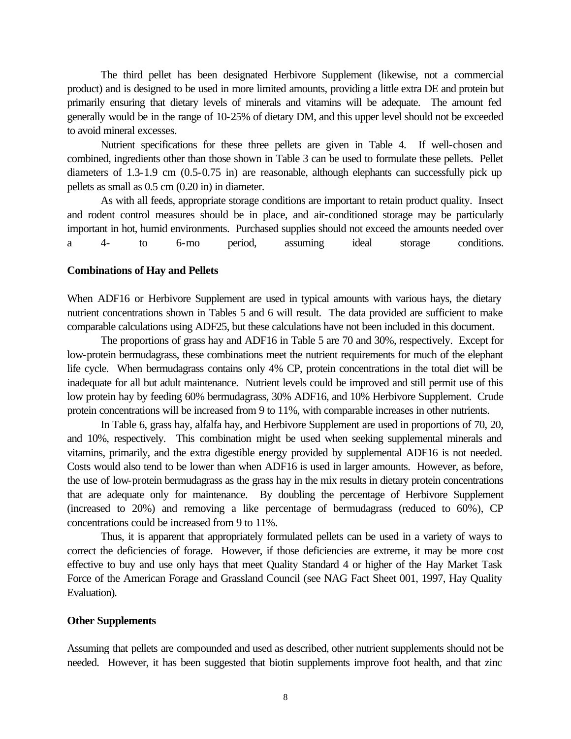The third pellet has been designated Herbivore Supplement (likewise, not a commercial product) and is designed to be used in more limited amounts, providing a little extra DE and protein but primarily ensuring that dietary levels of minerals and vitamins will be adequate. The amount fed generally would be in the range of 10-25% of dietary DM, and this upper level should not be exceeded to avoid mineral excesses.

Nutrient specifications for these three pellets are given in Table 4. If well-chosen and combined, ingredients other than those shown in Table 3 can be used to formulate these pellets. Pellet diameters of 1.3-1.9 cm (0.5-0.75 in) are reasonable, although elephants can successfully pick up pellets as small as 0.5 cm (0.20 in) in diameter.

As with all feeds, appropriate storage conditions are important to retain product quality. Insect and rodent control measures should be in place, and air-conditioned storage may be particularly important in hot, humid environments. Purchased supplies should not exceed the amounts needed over a 4- to 6-mo period, assuming ideal storage conditions.

**Combinations of Hay and Pellets**

When ADF16 or Herbivore Supplement are used in typical amounts with various hays, the dietary nutrient concentrations shown in Tables 5 and 6 will result. The data provided are sufficient to make comparable calculations using ADF25, but these calculations have not been included in this document.

The proportions of grass hay and ADF16 in Table 5 are 70 and 30%, respectively. Except for low-protein bermudagrass, these combinations meet the nutrient requirements for much of the elephant life cycle. When bermudagrass contains only 4% CP, protein concentrations in the total diet will be inadequate for all but adult maintenance. Nutrient levels could be improved and still permit use of this low protein hay by feeding 60% bermudagrass, 30% ADF16, and 10% Herbivore Supplement. Crude protein concentrations will be increased from 9 to 11%, with comparable increases in other nutrients.

In Table 6, grass hay, alfalfa hay, and Herbivore Supplement are used in proportions of 70, 20, and 10%, respectively. This combination might be used when seeking supplemental minerals and vitamins, primarily, and the extra digestible energy provided by supplemental ADF16 is not needed. Costs would also tend to be lower than when ADF16 is used in larger amounts. However, as before, the use of low-protein bermudagrass as the grass hay in the mix results in dietary protein concentrations that are adequate only for maintenance. By doubling the percentage of Herbivore Supplement (increased to 20%) and removing a like percentage of bermudagrass (reduced to 60%), CP concentrations could be increased from 9 to 11%.

Thus, it is apparent that appropriately formulated pellets can be used in a variety of ways to correct the deficiencies of forage. However, if those deficiencies are extreme, it may be more cost effective to buy and use only hays that meet Quality Standard 4 or higher of the Hay Market Task Force of the American Forage and Grassland Council (see NAG Fact Sheet 001, 1997, Hay Quality Evaluation).

**Other Supplements**

Assuming that pellets are compounded and used as described, other nutrient supplements should not be needed. However, it has been suggested that biotin supplements improve foot health, and that zinc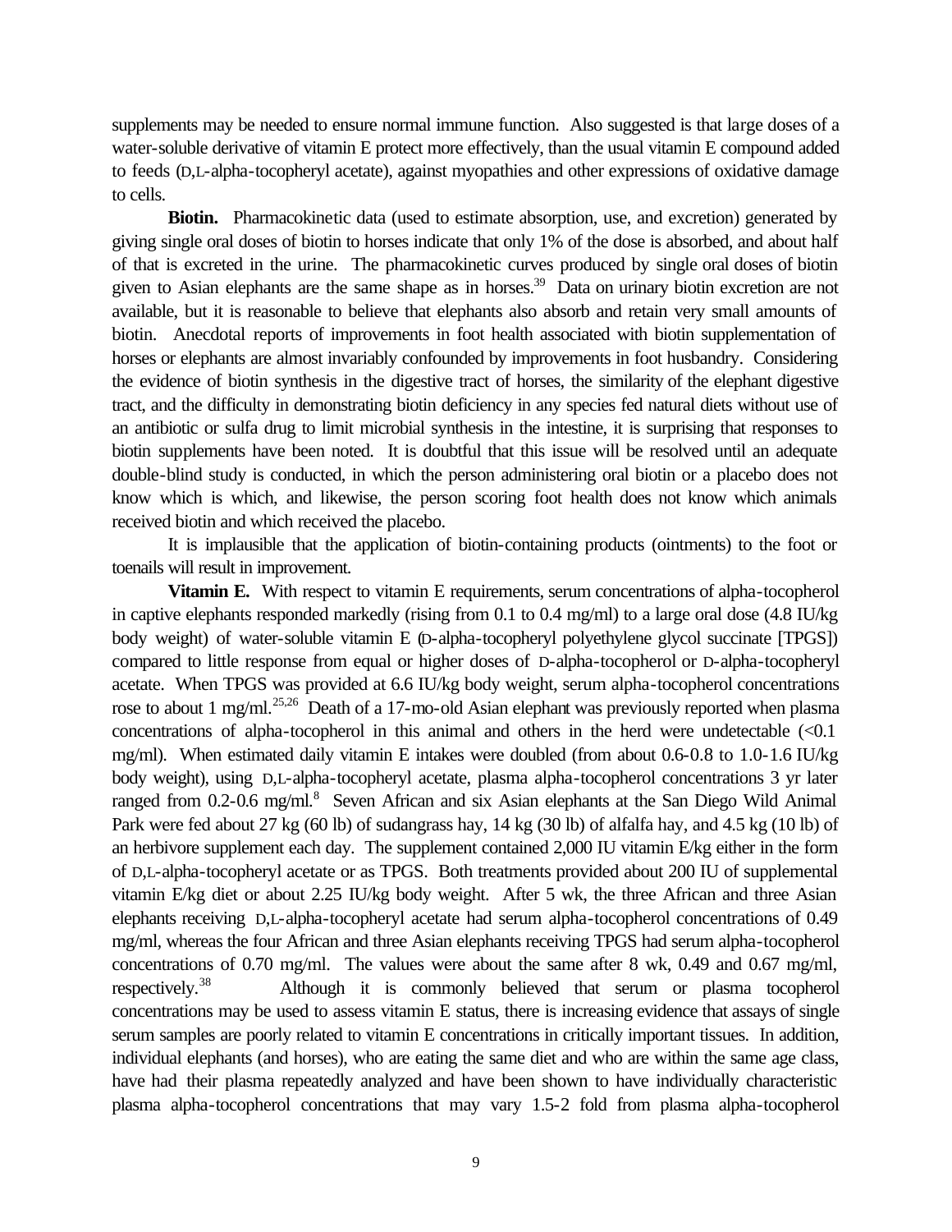supplements may be needed to ensure normal immune function. Also suggested is that large doses of a water-soluble derivative of vitamin E protect more effectively, than the usual vitamin E compound added to feeds (D,L-alpha-tocopheryl acetate), against myopathies and other expressions of oxidative damage to cells.

**Biotin.** Pharmacokinetic data (used to estimate absorption, use, and excretion) generated by giving single oral doses of biotin to horses indicate that only 1% of the dose is absorbed, and about half of that is excreted in the urine. The pharmacokinetic curves produced by single oral doses of biotin given to Asian elephants are the same shape as in horses.[39] Data on urinary biotin excretion are not available, but it is reasonable to believe that elephants also absorb and retain very small amounts of biotin. Anecdotal reports of improvements in foot health associated with biotin supplementation of horses or elephants are almost invariably confounded by improvements in foot husbandry. Considering the evidence of biotin synthesis in the digestive tract of horses, the similarity of the elephant digestive tract, and the difficulty in demonstrating biotin deficiency in any species fed natural diets without use of an antibiotic or sulfa drug to limit microbial synthesis in the intestine, it is surprising that responses to biotin supplements have been noted. It is doubtful that this issue will be resolved until an adequate double-blind study is conducted, in which the person administering oral biotin or a placebo does not know which is which, and likewise, the person scoring foot health does not know which animals received biotin and which received the placebo.

It is implausible that the application of biotin-containing products (ointments) to the foot or toenails will result in improvement.

**Vitamin E.** With respect to vitamin E requirements, serum concentrations of alpha-tocopherol in captive elephants responded markedly (rising from 0.1 to 0.4 mg/ml) to a large oral dose (4.8 IU/kg body weight) of water-soluble vitamin E (D-alpha-tocopheryl polyethylene glycol succinate [TPGS]) compared to little response from equal or higher doses of D-alpha-tocopherol or D-alpha-tocopheryl acetate. When TPGS was provided at 6.6 IU/kg body weight, serum alpha-tocopherol concentrations rose to about 1 mg/ml.[25,26] Death of a 17-mo-old Asian elephant was previously reported when plasma concentrations of alpha-tocopherol in this animal and others in the herd were undetectable (<0.1 mg/ml). When estimated daily vitamin E intakes were doubled (from about 0.6-0.8 to 1.0-1.6 IU/kg body weight), using D,L-alpha-tocopheryl acetate, plasma alpha-tocopherol concentrations 3 yr later ranged from 0.2-0.6 mg/ml.[8] Seven African and six Asian elephants at the San Diego Wild Animal Park were fed about 27 kg (60 lb) of sudangrass hay, 14 kg (30 lb) of alfalfa hay, and 4.5 kg (10 lb) of an herbivore supplement each day. The supplement contained 2,000 IU vitamin E/kg either in the form of D,L-alpha-tocopheryl acetate or as TPGS. Both treatments provided about 200 IU of supplemental vitamin E/kg diet or about 2.25 IU/kg body weight. After 5 wk, the three African and three Asian elephants receiving D,L-alpha-tocopheryl acetate had serum alpha-tocopherol concentrations of 0.49 mg/ml, whereas the four African and three Asian elephants receiving TPGS had serum alpha-tocopherol concentrations of 0.70 mg/ml. The values were about the same after 8 wk, 0.49 and 0.67 mg/ml, respectively.[38] Although it is commonly believed that serum or plasma tocopherol concentrations may be used to assess vitamin E status, there is increasing evidence that assays of single serum samples are poorly related to vitamin E concentrations in critically important tissues. In addition, individual elephants (and horses), who are eating the same diet and who are within the same age class, have had their plasma repeatedly analyzed and have been shown to have individually characteristic plasma alpha-tocopherol concentrations that may vary 1.5-2 fold from plasma alpha-tocopherol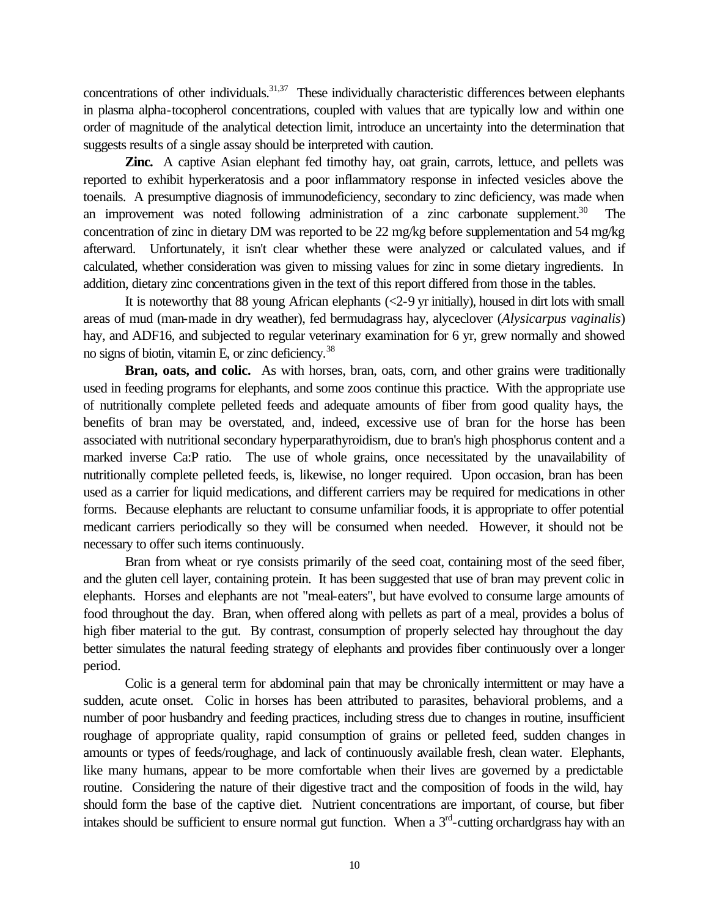concentrations of other individuals.[31,37] These individually characteristic differences between elephants in plasma alpha-tocopherol concentrations, coupled with values that are typically low and within one order of magnitude of the analytical detection limit, introduce an uncertainty into the determination that suggests results of a single assay should be interpreted with caution.

**Zinc.** A captive Asian elephant fed timothy hay, oat grain, carrots, lettuce, and pellets was reported to exhibit hyperkeratosis and a poor inflammatory response in infected vesicles above the toenails. A presumptive diagnosis of immunodeficiency, secondary to zinc deficiency, was made when an improvement was noted following administration of a zinc carbonate supplement.[30] The concentration of zinc in dietary DM was reported to be 22 mg/kg before supplementation and 54 mg/kg afterward. Unfortunately, it isn't clear whether these were analyzed or calculated values, and if calculated, whether consideration was given to missing values for zinc in some dietary ingredients. In addition, dietary zinc concentrations given in the text of this report differed from those in the tables.

It is noteworthy that 88 young African elephants (<2-9 yr initially), housed in dirt lots with small areas of mud (man-made in dry weather), fed bermudagrass hay, alyceclover (*Alysicarpus vaginalis*) hay, and ADF16, and subjected to regular veterinary examination for 6 yr, grew normally and showed no signs of biotin, vitamin E, or zinc deficiency.[38]

**Bran, oats, and colic.** As with horses, bran, oats, corn, and other grains were traditionally used in feeding programs for elephants, and some zoos continue this practice. With the appropriate use of nutritionally complete pelleted feeds and adequate amounts of fiber from good quality hays, the benefits of bran may be overstated, and, indeed, excessive use of bran for the horse has been associated with nutritional secondary hyperparathyroidism, due to bran's high phosphorus content and a marked inverse Ca:P ratio. The use of whole grains, once necessitated by the unavailability of nutritionally complete pelleted feeds, is, likewise, no longer required. Upon occasion, bran has been used as a carrier for liquid medications, and different carriers may be required for medications in other forms. Because elephants are reluctant to consume unfamiliar foods, it is appropriate to offer potential medicant carriers periodically so they will be consumed when needed. However, it should not be necessary to offer such items continuously.

Bran from wheat or rye consists primarily of the seed coat, containing most of the seed fiber, and the gluten cell layer, containing protein. It has been suggested that use of bran may prevent colic in elephants. Horses and elephants are not "meal-eaters", but have evolved to consume large amounts of food throughout the day. Bran, when offered along with pellets as part of a meal, provides a bolus of high fiber material to the gut. By contrast, consumption of properly selected hay throughout the day better simulates the natural feeding strategy of elephants and provides fiber continuously over a longer period.

Colic is a general term for abdominal pain that may be chronically intermittent or may have a sudden, acute onset. Colic in horses has been attributed to parasites, behavioral problems, and a number of poor husbandry and feeding practices, including stress due to changes in routine, insufficient roughage of appropriate quality, rapid consumption of grains or pelleted feed, sudden changes in amounts or types of feeds/roughage, and lack of continuously available fresh, clean water. Elephants, like many humans, appear to be more comfortable when their lives are governed by a predictable routine. Considering the nature of their digestive tract and the composition of foods in the wild, hay should form the base of the captive diet. Nutrient concentrations are important, of course, but fiber intakes should be sufficient to ensure normal gut function. When a 3$^{rd}$-cutting orchardgrass hay with an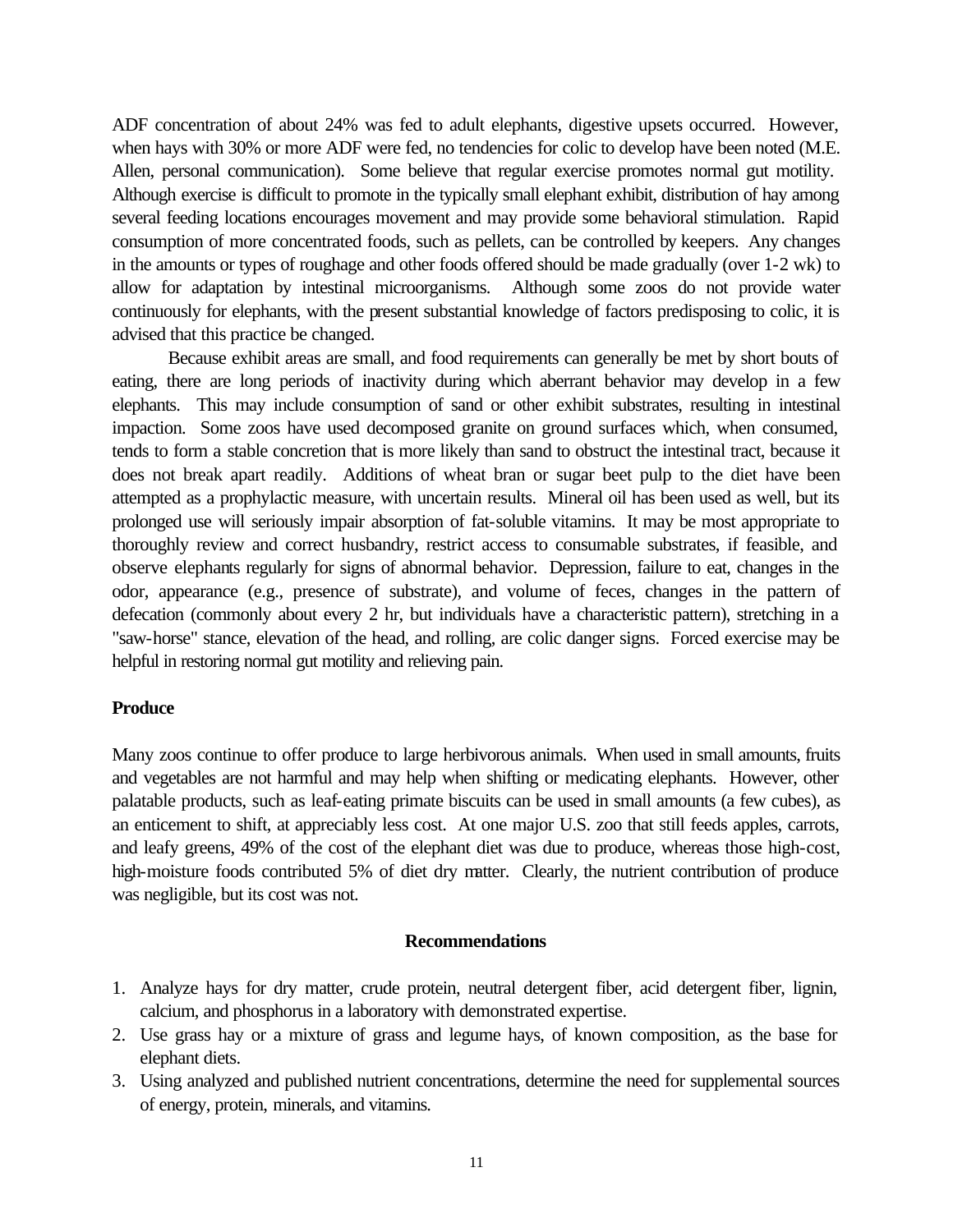ADF concentration of about 24% was fed to adult elephants, digestive upsets occurred. However, when hays with 30% or more ADF were fed, no tendencies for colic to develop have been noted (M.E. Allen, personal communication). Some believe that regular exercise promotes normal gut motility. Although exercise is difficult to promote in the typically small elephant exhibit, distribution of hay among several feeding locations encourages movement and may provide some behavioral stimulation. Rapid consumption of more concentrated foods, such as pellets, can be controlled by keepers. Any changes in the amounts or types of roughage and other foods offered should be made gradually (over 1-2 wk) to allow for adaptation by intestinal microorganisms. Although some zoos do not provide water continuously for elephants, with the present substantial knowledge of factors predisposing to colic, it is advised that this practice be changed.

Because exhibit areas are small, and food requirements can generally be met by short bouts of eating, there are long periods of inactivity during which aberrant behavior may develop in a few elephants. This may include consumption of sand or other exhibit substrates, resulting in intestinal impaction. Some zoos have used decomposed granite on ground surfaces which, when consumed, tends to form a stable concretion that is more likely than sand to obstruct the intestinal tract, because it does not break apart readily. Additions of wheat bran or sugar beet pulp to the diet have been attempted as a prophylactic measure, with uncertain results. Mineral oil has been used as well, but its prolonged use will seriously impair absorption of fat-soluble vitamins. It may be most appropriate to thoroughly review and correct husbandry, restrict access to consumable substrates, if feasible, and observe elephants regularly for signs of abnormal behavior. Depression, failure to eat, changes in the odor, appearance (e.g., presence of substrate), and volume of feces, changes in the pattern of defecation (commonly about every 2 hr, but individuals have a characteristic pattern), stretching in a "saw-horse" stance, elevation of the head, and rolling, are colic danger signs. Forced exercise may be helpful in restoring normal gut motility and relieving pain.

**Produce**

Many zoos continue to offer produce to large herbivorous animals. When used in small amounts, fruits and vegetables are not harmful and may help when shifting or medicating elephants. However, other palatable products, such as leaf-eating primate biscuits can be used in small amounts (a few cubes), as an enticement to shift, at appreciably less cost. At one major U.S. zoo that still feeds apples, carrots, and leafy greens, 49% of the cost of the elephant diet was due to produce, whereas those high-cost, high-moisture foods contributed 5% of diet dry matter. Clearly, the nutrient contribution of produce was negligible, but its cost was not.

## Recommendations

1. Analyze hays for dry matter, crude protein, neutral detergent fiber, acid detergent fiber, lignin, calcium, and phosphorus in a laboratory with demonstrated expertise.
2. Use grass hay or a mixture of grass and legume hays, of known composition, as the base for elephant diets.
3. Using analyzed and published nutrient concentrations, determine the need for supplemental sources of energy, protein, minerals, and vitamins.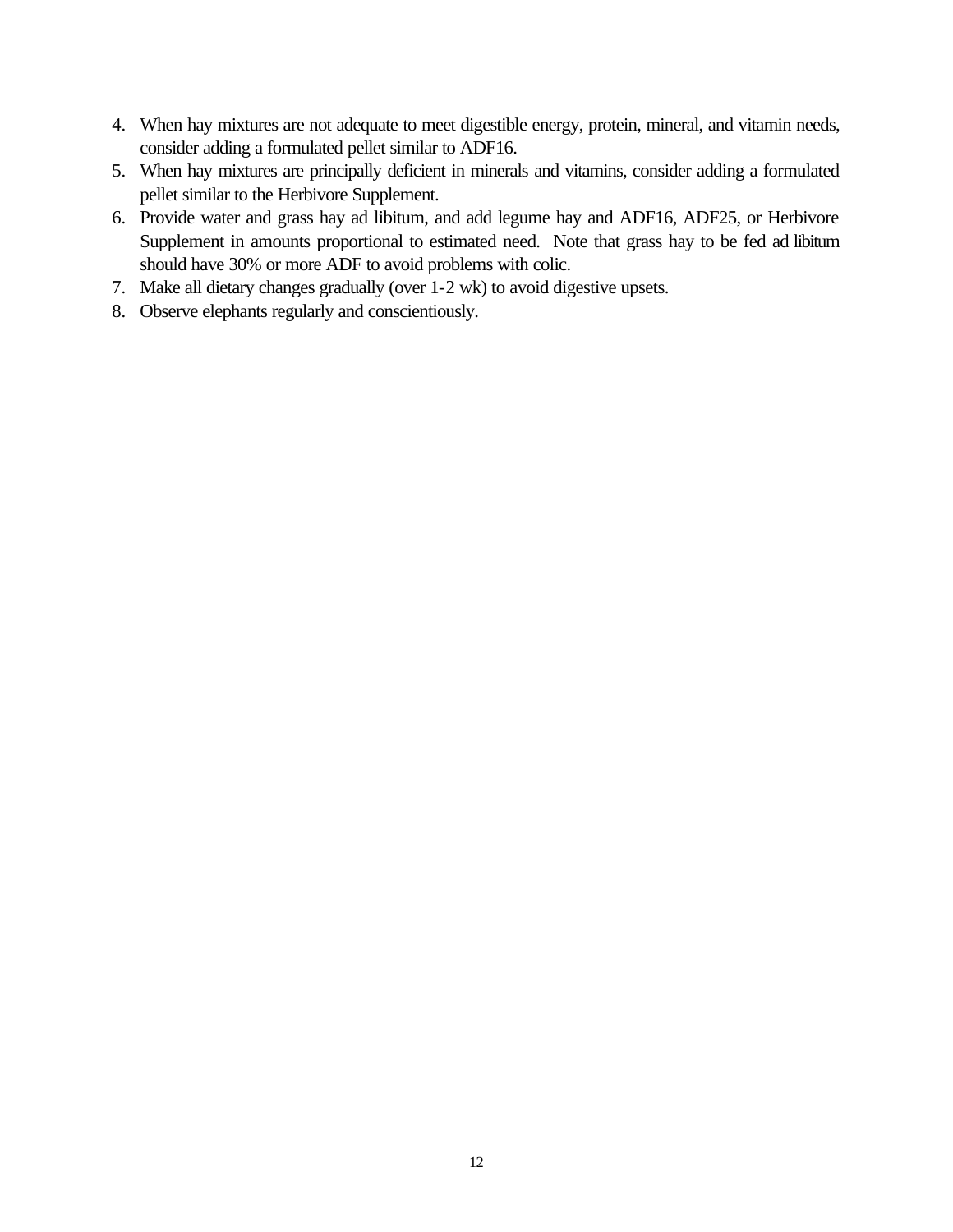4. When hay mixtures are not adequate to meet digestible energy, protein, mineral, and vitamin needs, consider adding a formulated pellet similar to ADF16.
5. When hay mixtures are principally deficient in minerals and vitamins, consider adding a formulated pellet similar to the Herbivore Supplement.
6. Provide water and grass hay ad libitum, and add legume hay and ADF16, ADF25, or Herbivore Supplement in amounts proportional to estimated need. Note that grass hay to be fed ad libitum should have 30% or more ADF to avoid problems with colic.
7. Make all dietary changes gradually (over 1-2 wk) to avoid digestive upsets.
8. Observe elephants regularly and conscientiously.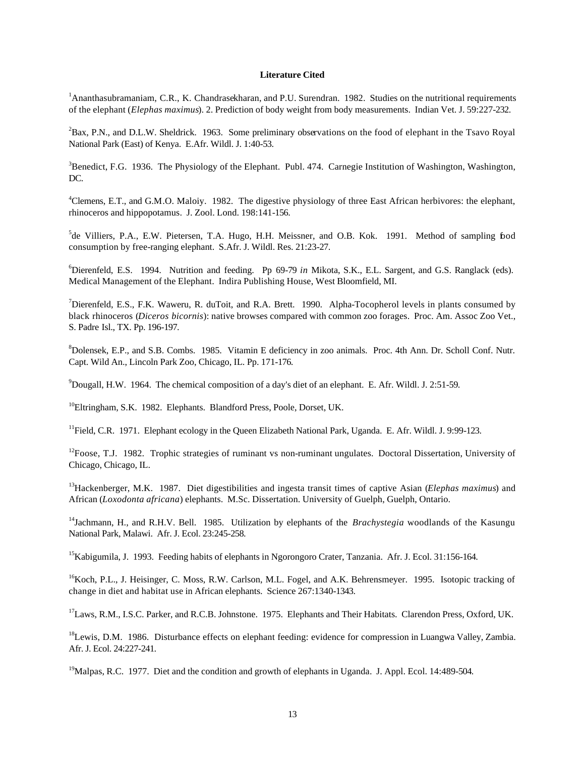**Literature Cited**

[1]Ananthasubramaniam, C.R., K. Chandrasekharan, and P.U. Surendran. 1982. Studies on the nutritional requirements of the elephant (*Elephas maximus*). 2. Prediction of body weight from body measurements. Indian Vet. J. 59:227-232.

[2]Bax, P.N., and D.L.W. Sheldrick. 1963. Some preliminary observations on the food of elephant in the Tsavo Royal National Park (East) of Kenya. E.Afr. Wildl. J. 1:40-53.

[3]Benedict, F.G. 1936. The Physiology of the Elephant. Publ. 474. Carnegie Institution of Washington, Washington, DC.

[4]Clemens, E.T., and G.M.O. Maloiy. 1982. The digestive physiology of three East African herbivores: the elephant, rhinoceros and hippopotamus. J. Zool. Lond. 198:141-156.

[5]de Villiers, P.A., E.W. Pietersen, T.A. Hugo, H.H. Meissner, and O.B. Kok. 1991. Method of sampling food consumption by free-ranging elephant. S.Afr. J. Wildl. Res. 21:23-27.

[6]Dierenfeld, E.S. 1994. Nutrition and feeding. Pp 69-79 *in* Mikota, S.K., E.L. Sargent, and G.S. Ranglack (eds). Medical Management of the Elephant. Indira Publishing House, West Bloomfield, MI.

[7]Dierenfeld, E.S., F.K. Waweru, R. duToit, and R.A. Brett. 1990. Alpha-Tocopherol levels in plants consumed by black rhinoceros (*Diceros bicornis*): native browses compared with common zoo forages. Proc. Am. Assoc Zoo Vet., S. Padre Isl., TX. Pp. 196-197.

[8]Dolensek, E.P., and S.B. Combs. 1985. Vitamin E deficiency in zoo animals. Proc. 4th Ann. Dr. Scholl Conf. Nutr. Capt. Wild An., Lincoln Park Zoo, Chicago, IL. Pp. 171-176.

[9]Dougall, H.W. 1964. The chemical composition of a day's diet of an elephant. E. Afr. Wildl. J. 2:51-59.

[10]Eltringham, S.K. 1982. Elephants. Blandford Press, Poole, Dorset, UK.

[11]Field, C.R. 1971. Elephant ecology in the Queen Elizabeth National Park, Uganda. E. Afr. Wildl. J. 9:99-123.

[12]Foose, T.J. 1982. Trophic strategies of ruminant vs non-ruminant ungulates. Doctoral Dissertation, University of Chicago, Chicago, IL.

[13]Hackenberger, M.K. 1987. Diet digestibilities and ingesta transit times of captive Asian (*Elephas maximus*) and African (*Loxodonta africana*) elephants. M.Sc. Dissertation. University of Guelph, Guelph, Ontario.

[14]Jachmann, H., and R.H.V. Bell. 1985. Utilization by elephants of the *Brachystegia* woodlands of the Kasungu National Park, Malawi. Afr. J. Ecol. 23:245-258.

[15]Kabigumila, J. 1993. Feeding habits of elephants in Ngorongoro Crater, Tanzania. Afr. J. Ecol. 31:156-164.

[16]Koch, P.L., J. Heisinger, C. Moss, R.W. Carlson, M.L. Fogel, and A.K. Behrensmeyer. 1995. Isotopic tracking of change in diet and habitat use in African elephants. Science 267:1340-1343.

[17]Laws, R.M., I.S.C. Parker, and R.C.B. Johnstone. 1975. Elephants and Their Habitats. Clarendon Press, Oxford, UK.

[18]Lewis, D.M. 1986. Disturbance effects on elephant feeding: evidence for compression in Luangwa Valley, Zambia. Afr. J. Ecol. 24:227-241.

[19]Malpas, R.C. 1977. Diet and the condition and growth of elephants in Uganda. J. Appl. Ecol. 14:489-504.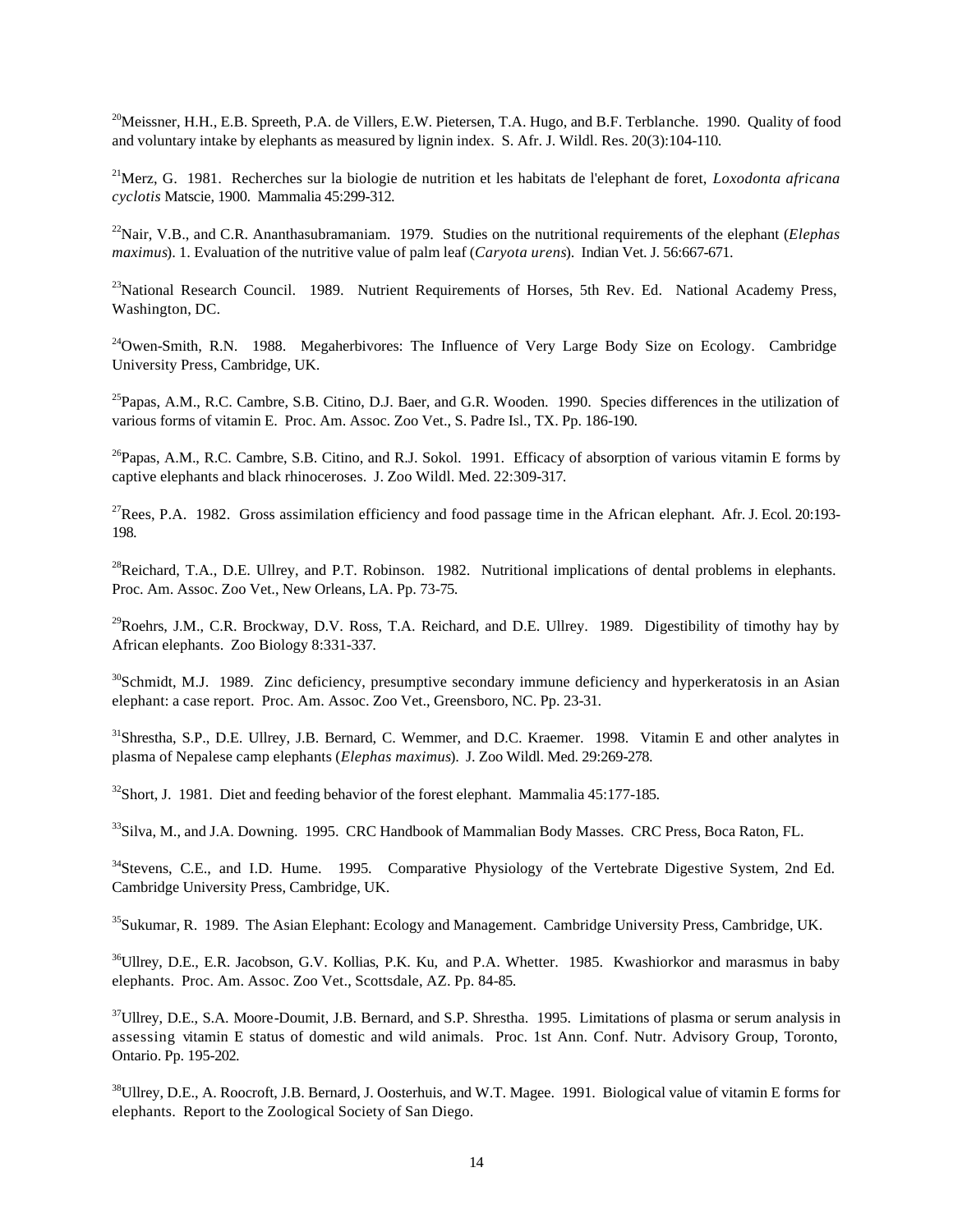[20]Meissner, H.H., E.B. Spreeth, P.A. de Villers, E.W. Pietersen, T.A. Hugo, and B.F. Terblanche. 1990. Quality of food and voluntary intake by elephants as measured by lignin index. S. Afr. J. Wildl. Res. 20(3):104-110.

[21]Merz, G. 1981. Recherches sur la biologie de nutrition et les habitats de l'elephant de foret, *Loxodonta africana cyclotis* Matscie, 1900. Mammalia 45:299-312.

[22]Nair, V.B., and C.R. Ananthasubramaniam. 1979. Studies on the nutritional requirements of the elephant (*Elephas maximus*). 1. Evaluation of the nutritive value of palm leaf (*Caryota urens*). Indian Vet. J. 56:667-671.

[23]National Research Council. 1989. Nutrient Requirements of Horses, 5th Rev. Ed. National Academy Press, Washington, DC.

[24]Owen-Smith, R.N. 1988. Megaherbivores: The Influence of Very Large Body Size on Ecology. Cambridge University Press, Cambridge, UK.

[25]Papas, A.M., R.C. Cambre, S.B. Citino, D.J. Baer, and G.R. Wooden. 1990. Species differences in the utilization of various forms of vitamin E. Proc. Am. Assoc. Zoo Vet., S. Padre Isl., TX. Pp. 186-190.

[26]Papas, A.M., R.C. Cambre, S.B. Citino, and R.J. Sokol. 1991. Efficacy of absorption of various vitamin E forms by captive elephants and black rhinoceroses. J. Zoo Wildl. Med. 22:309-317.

[27]Rees, P.A. 1982. Gross assimilation efficiency and food passage time in the African elephant. Afr. J. Ecol. 20:193-198.

[28]Reichard, T.A., D.E. Ullrey, and P.T. Robinson. 1982. Nutritional implications of dental problems in elephants. Proc. Am. Assoc. Zoo Vet., New Orleans, LA. Pp. 73-75.

[29]Roehrs, J.M., C.R. Brockway, D.V. Ross, T.A. Reichard, and D.E. Ullrey. 1989. Digestibility of timothy hay by African elephants. Zoo Biology 8:331-337.

[30]Schmidt, M.J. 1989. Zinc deficiency, presumptive secondary immune deficiency and hyperkeratosis in an Asian elephant: a case report. Proc. Am. Assoc. Zoo Vet., Greensboro, NC. Pp. 23-31.

[31]Shrestha, S.P., D.E. Ullrey, J.B. Bernard, C. Wemmer, and D.C. Kraemer. 1998. Vitamin E and other analytes in plasma of Nepalese camp elephants (*Elephas maximus*). J. Zoo Wildl. Med. 29:269-278.

[32]Short, J. 1981. Diet and feeding behavior of the forest elephant. Mammalia 45:177-185.

[33]Silva, M., and J.A. Downing. 1995. CRC Handbook of Mammalian Body Masses. CRC Press, Boca Raton, FL.

[34]Stevens, C.E., and I.D. Hume. 1995. Comparative Physiology of the Vertebrate Digestive System, 2nd Ed. Cambridge University Press, Cambridge, UK.

[35]Sukumar, R. 1989. The Asian Elephant: Ecology and Management. Cambridge University Press, Cambridge, UK.

[36]Ullrey, D.E., E.R. Jacobson, G.V. Kollias, P.K. Ku, and P.A. Whetter. 1985. Kwashiorkor and marasmus in baby elephants. Proc. Am. Assoc. Zoo Vet., Scottsdale, AZ. Pp. 84-85.

[37]Ullrey, D.E., S.A. Moore-Doumit, J.B. Bernard, and S.P. Shrestha. 1995. Limitations of plasma or serum analysis in assessing vitamin E status of domestic and wild animals. Proc. 1st Ann. Conf. Nutr. Advisory Group, Toronto, Ontario. Pp. 195-202.

[38]Ullrey, D.E., A. Roocroft, J.B. Bernard, J. Oosterhuis, and W.T. Magee. 1991. Biological value of vitamin E forms for elephants. Report to the Zoological Society of San Diego.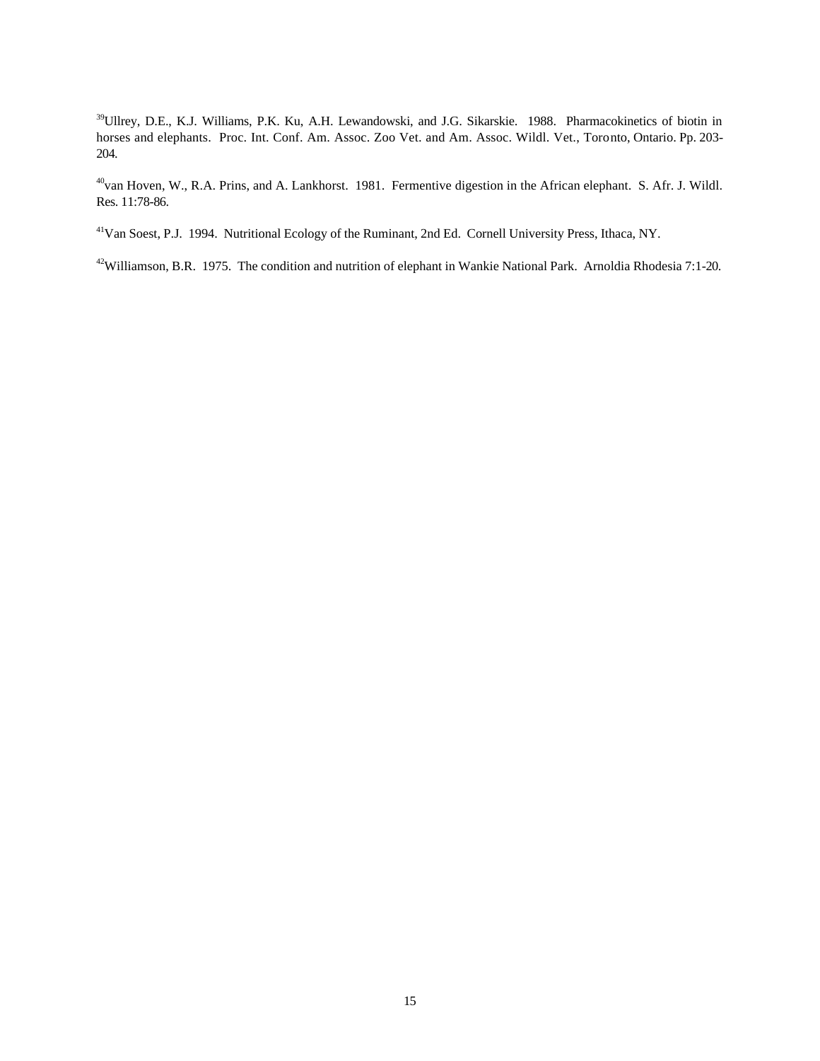[39]Ullrey, D.E., K.J. Williams, P.K. Ku, A.H. Lewandowski, and J.G. Sikarskie. 1988. Pharmacokinetics of biotin in horses and elephants. Proc. Int. Conf. Am. Assoc. Zoo Vet. and Am. Assoc. Wildl. Vet., Toronto, Ontario. Pp. 203-204.

[40]van Hoven, W., R.A. Prins, and A. Lankhorst. 1981. Fermentive digestion in the African elephant. S. Afr. J. Wildl. Res. 11:78-86.

[41]Van Soest, P.J. 1994. Nutritional Ecology of the Ruminant, 2nd Ed. Cornell University Press, Ithaca, NY.

[42]Williamson, B.R. 1975. The condition and nutrition of elephant in Wankie National Park. Arnoldia Rhodesia 7:1-20.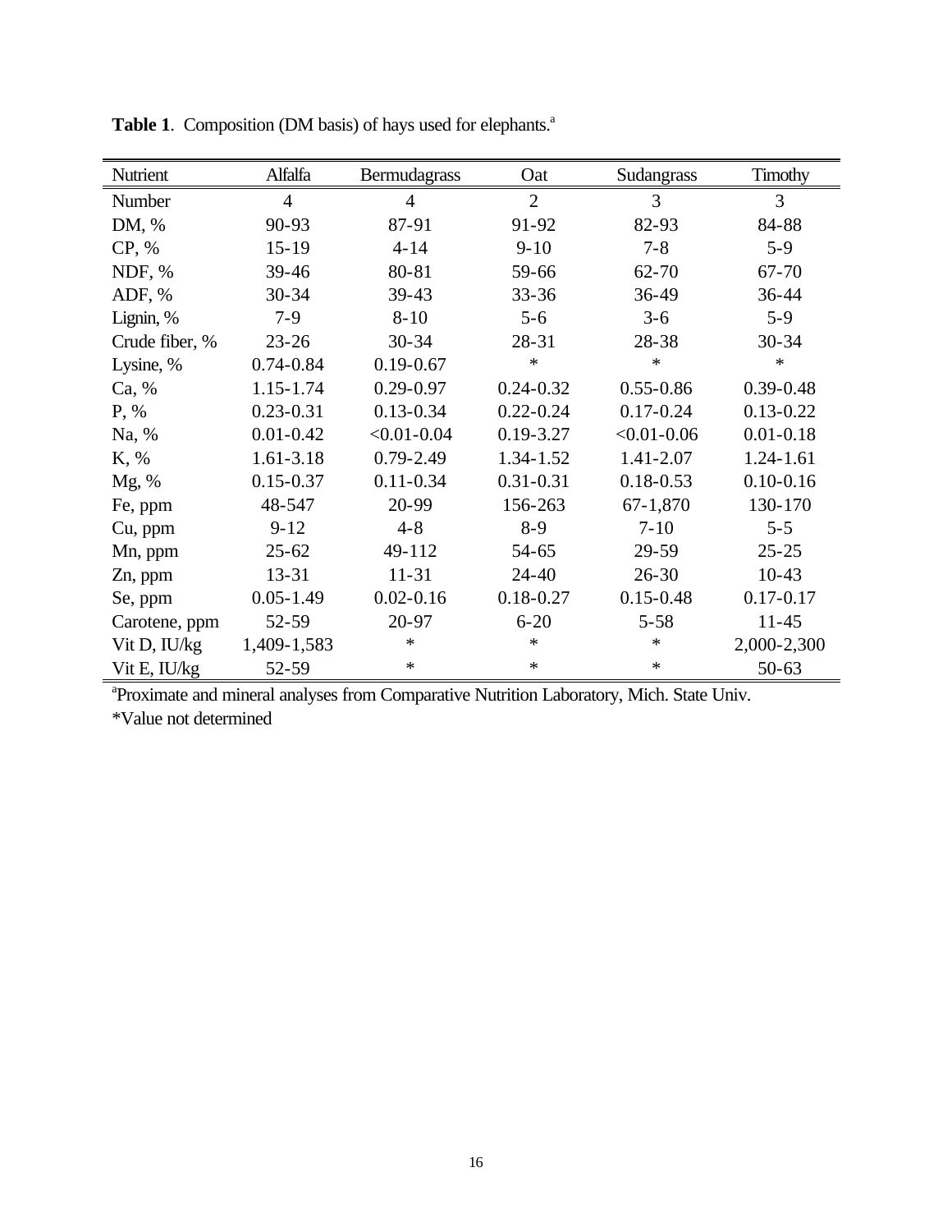**Table 1**. Composition (DM basis) of hays used for elephants.[a]

| Nutrient | Alfalfa | Bermudagrass | Oat | Sudangrass | Timothy |
|---|---|---|---|---|---|
| Number | 4 | 4 | 2 | 3 | 3 |
| DM, % | 90-93 | 87-91 | 91-92 | 82-93 | 84-88 |
| CP, % | 15-19 | 4-14 | 9-10 | 7-8 | 5-9 |
| NDF, % | 39-46 | 80-81 | 59-66 | 62-70 | 67-70 |
| ADF, % | 30-34 | 39-43 | 33-36 | 36-49 | 36-44 |
| Lignin, % | 7-9 | 8-10 | 5-6 | 3-6 | 5-9 |
| Crude fiber, % | 23-26 | 30-34 | 28-31 | 28-38 | 30-34 |
| Lysine, % | 0.74-0.84 | 0.19-0.67 | * | * | * |
| Ca, % | 1.15-1.74 | 0.29-0.97 | 0.24-0.32 | 0.55-0.86 | 0.39-0.48 |
| P, % | 0.23-0.31 | 0.13-0.34 | 0.22-0.24 | 0.17-0.24 | 0.13-0.22 |
| Na, % | 0.01-0.42 | <0.01-0.04 | 0.19-3.27 | <0.01-0.06 | 0.01-0.18 |
| K, % | 1.61-3.18 | 0.79-2.49 | 1.34-1.52 | 1.41-2.07 | 1.24-1.61 |
| Mg, % | 0.15-0.37 | 0.11-0.34 | 0.31-0.31 | 0.18-0.53 | 0.10-0.16 |
| Fe, ppm | 48-547 | 20-99 | 156-263 | 67-1,870 | 130-170 |
| Cu, ppm | 9-12 | 4-8 | 8-9 | 7-10 | 5-5 |
| Mn, ppm | 25-62 | 49-112 | 54-65 | 29-59 | 25-25 |
| Zn, ppm | 13-31 | 11-31 | 24-40 | 26-30 | 10-43 |
| Se, ppm | 0.05-1.49 | 0.02-0.16 | 0.18-0.27 | 0.15-0.48 | 0.17-0.17 |
| Carotene, ppm | 52-59 | 20-97 | 6-20 | 5-58 | 11-45 |
| Vit D, IU/kg | 1,409-1,583 | * | * | * | 2,000-2,300 |
| Vit E, IU/kg | 52-59 | * | * | * | 50-63 |

[a]Proximate and mineral analyses from Comparative Nutrition Laboratory, Mich. State Univ.

*Value not determined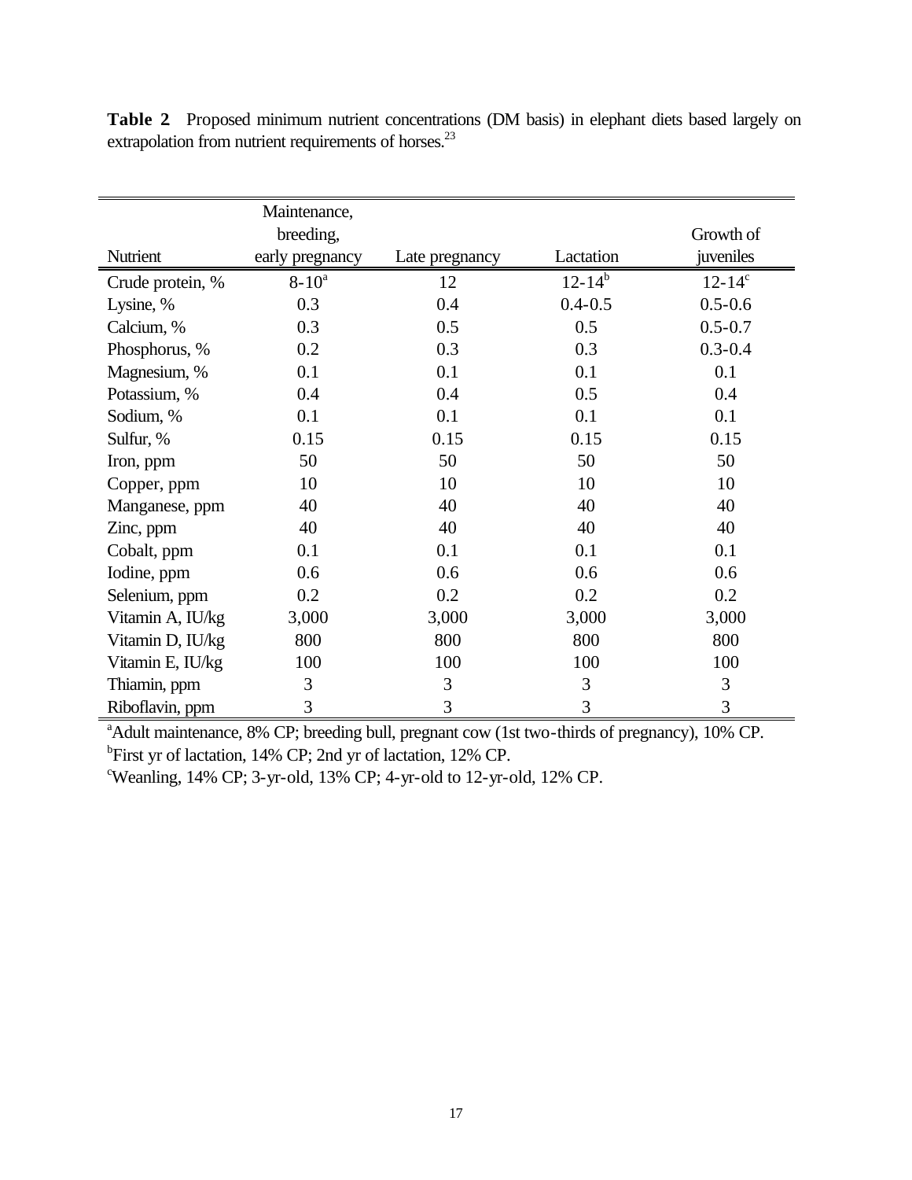**Table 2** Proposed minimum nutrient concentrations (DM basis) in elephant diets based largely on extrapolation from nutrient requirements of horses.[23]

| Nutrient | Maintenance, breeding, early pregnancy | Late pregnancy | Lactation | Growth of juveniles |
|---|---|---|---|---|
| Crude protein, % | 8-10[a] | 12 | 12-14[b] | 12-14[c] |
| Lysine, % | 0.3 | 0.4 | 0.4-0.5 | 0.5-0.6 |
| Calcium, % | 0.3 | 0.5 | 0.5 | 0.5-0.7 |
| Phosphorus, % | 0.2 | 0.3 | 0.3 | 0.3-0.4 |
| Magnesium, % | 0.1 | 0.1 | 0.1 | 0.1 |
| Potassium, % | 0.4 | 0.4 | 0.5 | 0.4 |
| Sodium, % | 0.1 | 0.1 | 0.1 | 0.1 |
| Sulfur, % | 0.15 | 0.15 | 0.15 | 0.15 |
| Iron, ppm | 50 | 50 | 50 | 50 |
| Copper, ppm | 10 | 10 | 10 | 10 |
| Manganese, ppm | 40 | 40 | 40 | 40 |
| Zinc, ppm | 40 | 40 | 40 | 40 |
| Cobalt, ppm | 0.1 | 0.1 | 0.1 | 0.1 |
| Iodine, ppm | 0.6 | 0.6 | 0.6 | 0.6 |
| Selenium, ppm | 0.2 | 0.2 | 0.2 | 0.2 |
| Vitamin A, IU/kg | 3,000 | 3,000 | 3,000 | 3,000 |
| Vitamin D, IU/kg | 800 | 800 | 800 | 800 |
| Vitamin E, IU/kg | 100 | 100 | 100 | 100 |
| Thiamin, ppm | 3 | 3 | 3 | 3 |
| Riboflavin, ppm | 3 | 3 | 3 | 3 |

[a]Adult maintenance, 8% CP; breeding bull, pregnant cow (1st two-thirds of pregnancy), 10% CP.
[b]First yr of lactation, 14% CP; 2nd yr of lactation, 12% CP.
[c]Weanling, 14% CP; 3-yr-old, 13% CP; 4-yr-old to 12-yr-old, 12% CP.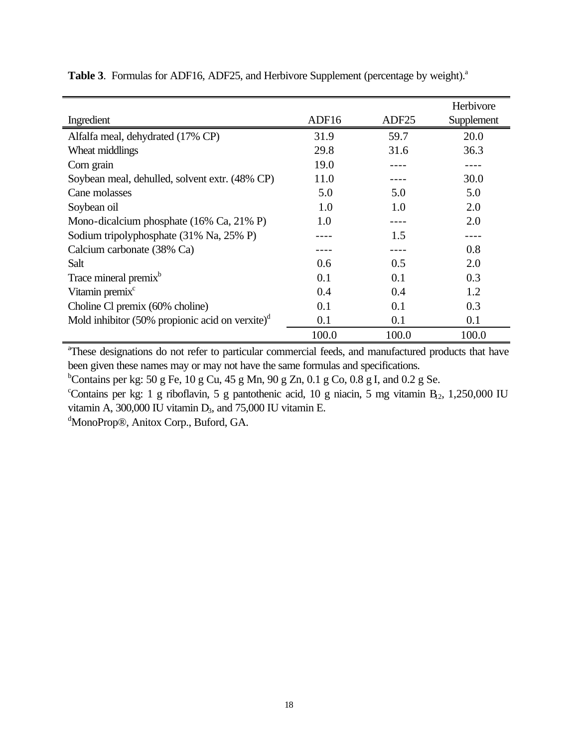**Table 3**. Formulas for ADF16, ADF25, and Herbivore Supplement (percentage by weight).[a]

| Ingredient | ADF16 | ADF25 | Herbivore Supplement |
|---|---|---|---|
| Alfalfa meal, dehydrated (17% CP) | 31.9 | 59.7 | 20.0 |
| Wheat middlings | 29.8 | 31.6 | 36.3 |
| Corn grain | 19.0 | ---- | ---- |
| Soybean meal, dehulled, solvent extr. (48% CP) | 11.0 | ---- | 30.0 |
| Cane molasses | 5.0 | 5.0 | 5.0 |
| Soybean oil | 1.0 | 1.0 | 2.0 |
| Mono-dicalcium phosphate (16% Ca, 21% P) | 1.0 | ---- | 2.0 |
| Sodium tripolyphosphate (31% Na, 25% P) | ---- | 1.5 | ---- |
| Calcium carbonate (38% Ca) | ---- | ---- | 0.8 |
| Salt | 0.6 | 0.5 | 2.0 |
| Trace mineral premix[b] | 0.1 | 0.1 | 0.3 |
| Vitamin premix[c] | 0.4 | 0.4 | 1.2 |
| Choline Cl premix (60% choline) | 0.1 | 0.1 | 0.3 |
| Mold inhibitor (50% propionic acid on verxite)[d] | 0.1 | 0.1 | 0.1 |
| | 100.0 | 100.0 | 100.0 |

[a]These designations do not refer to particular commercial feeds, and manufactured products that have been given these names may or may not have the same formulas and specifications.

[b]Contains per kg: 50 g Fe, 10 g Cu, 45 g Mn, 90 g Zn, 0.1 g Co, 0.8 g I, and 0.2 g Se.

[c]Contains per kg: 1 g riboflavin, 5 g pantothenic acid, 10 g niacin, 5 mg vitamin $B_{12}$, 1,250,000 IU vitamin A, 300,000 IU vitamin $D_3$, and 75,000 IU vitamin E.

[d]MonoProp®, Anitox Corp., Buford, GA.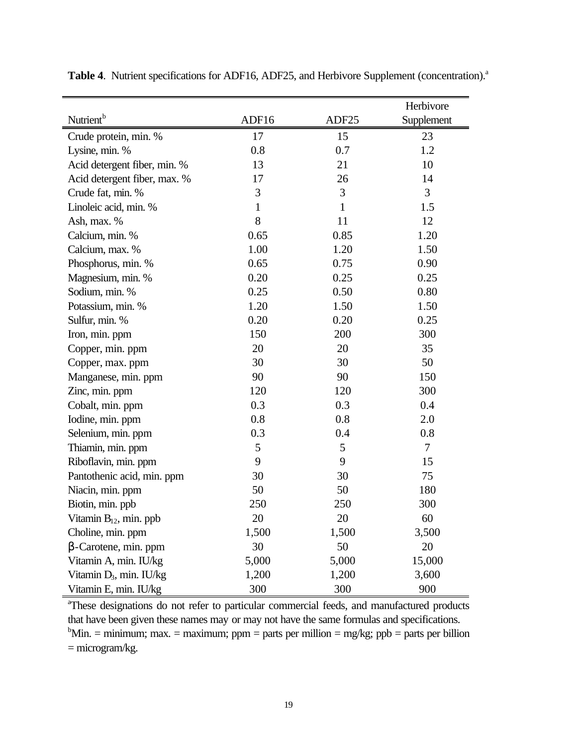**Table 4**. Nutrient specifications for ADF16, ADF25, and Herbivore Supplement (concentration).[a]

| Nutrient[b] | ADF16 | ADF25 | Herbivore Supplement |
|---|---|---|---|
| Crude protein, min. % | 17 | 15 | 23 |
| Lysine, min. % | 0.8 | 0.7 | 1.2 |
| Acid detergent fiber, min. % | 13 | 21 | 10 |
| Acid detergent fiber, max. % | 17 | 26 | 14 |
| Crude fat, min. % | 3 | 3 | 3 |
| Linoleic acid, min. % | 1 | 1 | 1.5 |
| Ash, max. % | 8 | 11 | 12 |
| Calcium, min. % | 0.65 | 0.85 | 1.20 |
| Calcium, max. % | 1.00 | 1.20 | 1.50 |
| Phosphorus, min. % | 0.65 | 0.75 | 0.90 |
| Magnesium, min. % | 0.20 | 0.25 | 0.25 |
| Sodium, min. % | 0.25 | 0.50 | 0.80 |
| Potassium, min. % | 1.20 | 1.50 | 1.50 |
| Sulfur, min. % | 0.20 | 0.20 | 0.25 |
| Iron, min. ppm | 150 | 200 | 300 |
| Copper, min. ppm | 20 | 20 | 35 |
| Copper, max. ppm | 30 | 30 | 50 |
| Manganese, min. ppm | 90 | 90 | 150 |
| Zinc, min. ppm | 120 | 120 | 300 |
| Cobalt, min. ppm | 0.3 | 0.3 | 0.4 |
| Iodine, min. ppm | 0.8 | 0.8 | 2.0 |
| Selenium, min. ppm | 0.3 | 0.4 | 0.8 |
| Thiamin, min. ppm | 5 | 5 | 7 |
| Riboflavin, min. ppm | 9 | 9 | 15 |
| Pantothenic acid, min. ppm | 30 | 30 | 75 |
| Niacin, min. ppm | 50 | 50 | 180 |
| Biotin, min. ppb | 250 | 250 | 300 |
| Vitamin $B_{12}$, min. ppb | 20 | 20 | 60 |
| Choline, min. ppm | 1,500 | 1,500 | 3,500 |
| β-Carotene, min. ppm | 30 | 50 | 20 |
| Vitamin A, min. IU/kg | 5,000 | 5,000 | 15,000 |
| Vitamin $D_3$, min. IU/kg | 1,200 | 1,200 | 3,600 |
| Vitamin E, min. IU/kg | 300 | 300 | 900 |

[a]These designations do not refer to particular commercial feeds, and manufactured products that have been given these names may or may not have the same formulas and specifications.
[b]Min. = minimum; max. = maximum; ppm = parts per million = mg/kg; ppb = parts per billion = microgram/kg.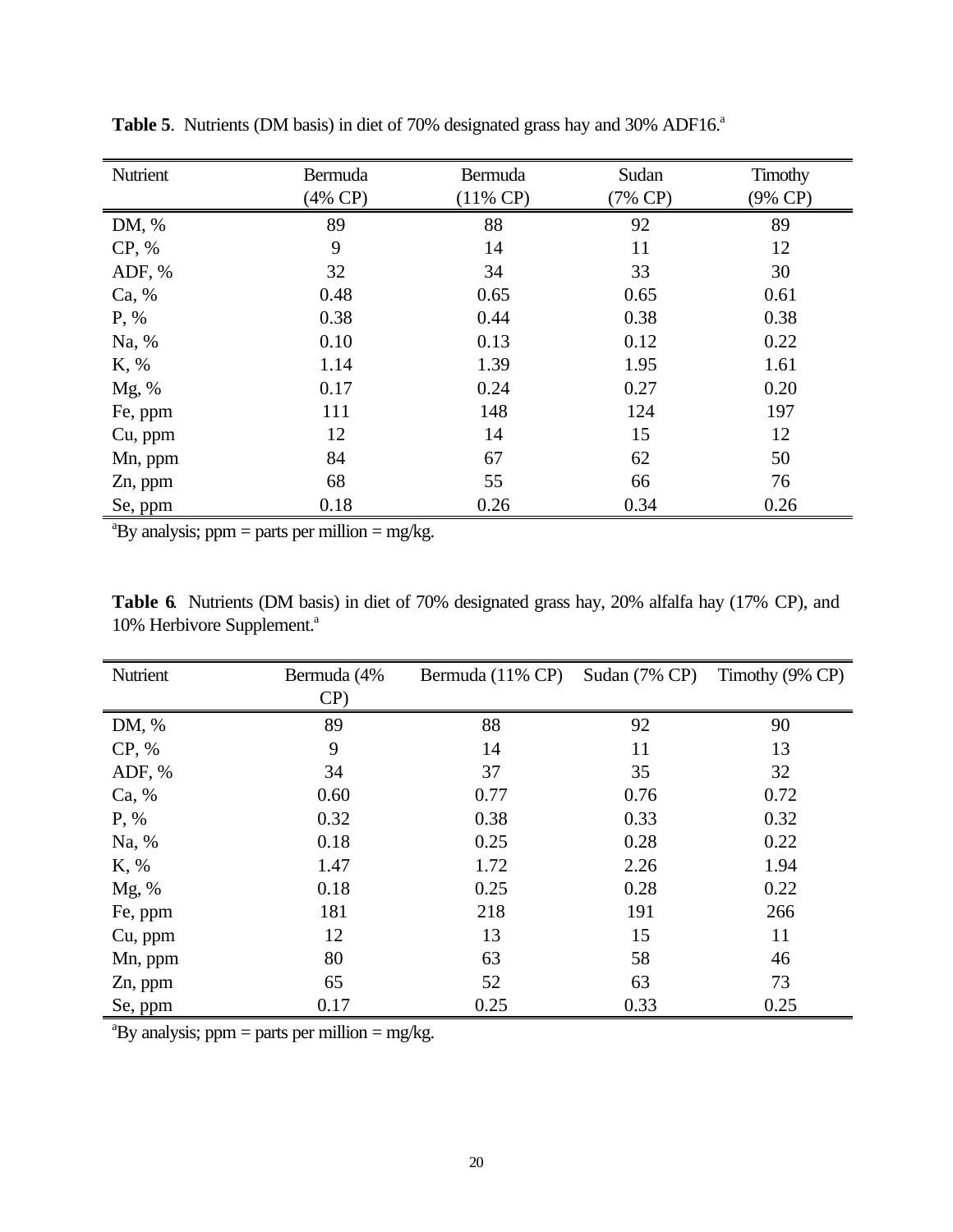**Table 5**. Nutrients (DM basis) in diet of 70% designated grass hay and 30% ADF16.[a]

| Nutrient | Bermuda (4% CP) | Bermuda (11% CP) | Sudan (7% CP) | Timothy (9% CP) |
|---|---|---|---|---|
| DM, % | 89 | 88 | 92 | 89 |
| CP, % | 9 | 14 | 11 | 12 |
| ADF, % | 32 | 34 | 33 | 30 |
| Ca, % | 0.48 | 0.65 | 0.65 | 0.61 |
| P, % | 0.38 | 0.44 | 0.38 | 0.38 |
| Na, % | 0.10 | 0.13 | 0.12 | 0.22 |
| K, % | 1.14 | 1.39 | 1.95 | 1.61 |
| Mg, % | 0.17 | 0.24 | 0.27 | 0.20 |
| Fe, ppm | 111 | 148 | 124 | 197 |
| Cu, ppm | 12 | 14 | 15 | 12 |
| Mn, ppm | 84 | 67 | 62 | 50 |
| Zn, ppm | 68 | 55 | 66 | 76 |
| Se, ppm | 0.18 | 0.26 | 0.34 | 0.26 |

[a]By analysis; ppm = parts per million = mg/kg.

**Table 6**. Nutrients (DM basis) in diet of 70% designated grass hay, 20% alfalfa hay (17% CP), and 10% Herbivore Supplement.[a]

| Nutrient | Bermuda (4% CP) | Bermuda (11% CP) | Sudan (7% CP) | Timothy (9% CP) |
|---|---|---|---|---|
| DM, % | 89 | 88 | 92 | 90 |
| CP, % | 9 | 14 | 11 | 13 |
| ADF, % | 34 | 37 | 35 | 32 |
| Ca, % | 0.60 | 0.77 | 0.76 | 0.72 |
| P, % | 0.32 | 0.38 | 0.33 | 0.32 |
| Na, % | 0.18 | 0.25 | 0.28 | 0.22 |
| K, % | 1.47 | 1.72 | 2.26 | 1.94 |
| Mg, % | 0.18 | 0.25 | 0.28 | 0.22 |
| Fe, ppm | 181 | 218 | 191 | 266 |
| Cu, ppm | 12 | 13 | 15 | 11 |
| Mn, ppm | 80 | 63 | 58 | 46 |
| Zn, ppm | 65 | 52 | 63 | 73 |
| Se, ppm | 0.17 | 0.25 | 0.33 | 0.25 |

[a]By analysis; ppm = parts per million = mg/kg.